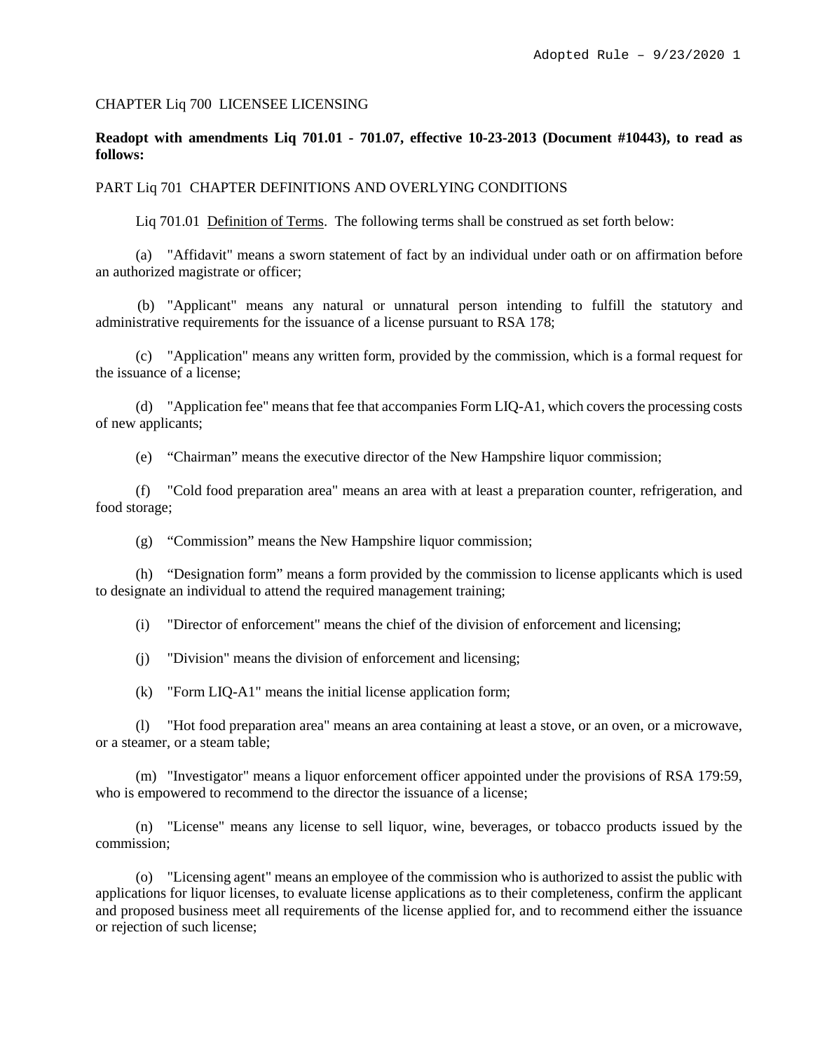CHAPTER Liq 700  LICENSEE LICENSING

**Readopt with amendments Liq 701.01 - 701.07, effective 10-23-2013 (Document #10443), to read as follows:**

PART Liq 701  CHAPTER DEFINITIONS AND OVERLYING CONDITIONS

Liq 701.01  Definition of Terms.  The following terms shall be construed as set forth below:

(a) "Affidavit" means a sworn statement of fact by an individual under oath or on affirmation before an authorized magistrate or officer;

(b) "Applicant" means any natural or unnatural person intending to fulfill the statutory and administrative requirements for the issuance of a license pursuant to RSA 178;

(c) "Application" means any written form, provided by the commission, which is a formal request for the issuance of a license;

(d) "Application fee" means that fee that accompanies Form LIQ-A1, which covers the processing costs of new applicants;

(e) "Chairman" means the executive director of the New Hampshire liquor commission;

(f) "Cold food preparation area" means an area with at least a preparation counter, refrigeration, and food storage;

(g) "Commission" means the New Hampshire liquor commission;

(h) "Designation form" means a form provided by the commission to license applicants which is used to designate an individual to attend the required management training;

(i) "Director of enforcement" means the chief of the division of enforcement and licensing;

(j) "Division" means the division of enforcement and licensing;

(k) "Form LIQ-A1" means the initial license application form;

(l) "Hot food preparation area" means an area containing at least a stove, or an oven, or a microwave, or a steamer, or a steam table;

(m) "Investigator" means a liquor enforcement officer appointed under the provisions of RSA 179:59, who is empowered to recommend to the director the issuance of a license;

(n) "License" means any license to sell liquor, wine, beverages, or tobacco products issued by the commission;

(o) "Licensing agent" means an employee of the commission who is authorized to assist the public with applications for liquor licenses, to evaluate license applications as to their completeness, confirm the applicant and proposed business meet all requirements of the license applied for, and to recommend either the issuance or rejection of such license;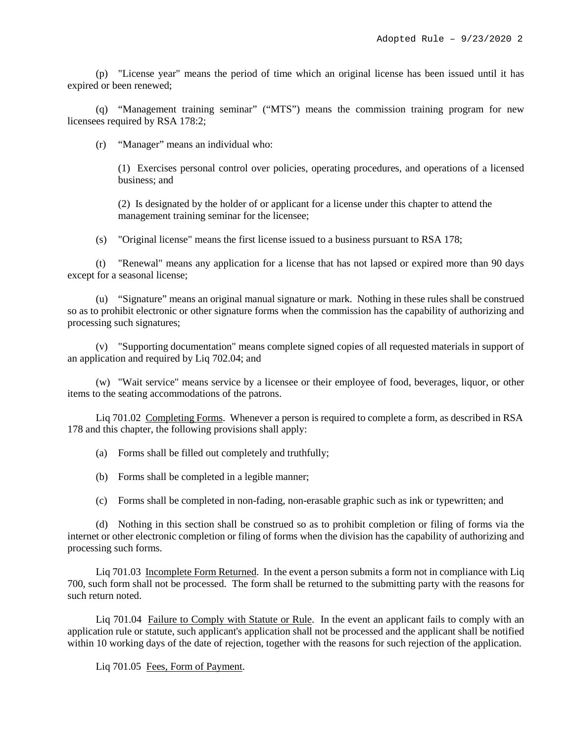(p) "License year" means the period of time which an original license has been issued until it has expired or been renewed;

(q) "Management training seminar" ("MTS") means the commission training program for new licensees required by RSA 178:2;

(r) "Manager" means an individual who:

(1) Exercises personal control over policies, operating procedures, and operations of a licensed business; and

(2) Is designated by the holder of or applicant for a license under this chapter to attend the management training seminar for the licensee;

(s) "Original license" means the first license issued to a business pursuant to RSA 178;

(t) "Renewal" means any application for a license that has not lapsed or expired more than 90 days except for a seasonal license;

(u) "Signature" means an original manual signature or mark. Nothing in these rules shall be construed so as to prohibit electronic or other signature forms when the commission has the capability of authorizing and processing such signatures;

(v) "Supporting documentation" means complete signed copies of all requested materials in support of an application and required by Liq 702.04; and

(w) "Wait service" means service by a licensee or their employee of food, beverages, liquor, or other items to the seating accommodations of the patrons.

Liq 701.02 Completing Forms. Whenever a person is required to complete a form, as described in RSA 178 and this chapter, the following provisions shall apply:

(a) Forms shall be filled out completely and truthfully;

(b) Forms shall be completed in a legible manner;

(c) Forms shall be completed in non-fading, non-erasable graphic such as ink or typewritten; and

(d) Nothing in this section shall be construed so as to prohibit completion or filing of forms via the internet or other electronic completion or filing of forms when the division has the capability of authorizing and processing such forms.

Liq 701.03 Incomplete Form Returned. In the event a person submits a form not in compliance with Liq 700, such form shall not be processed. The form shall be returned to the submitting party with the reasons for such return noted.

Liq 701.04 Failure to Comply with Statute or Rule. In the event an applicant fails to comply with an application rule or statute, such applicant's application shall not be processed and the applicant shall be notified within 10 working days of the date of rejection, together with the reasons for such rejection of the application.

Liq 701.05 Fees, Form of Payment.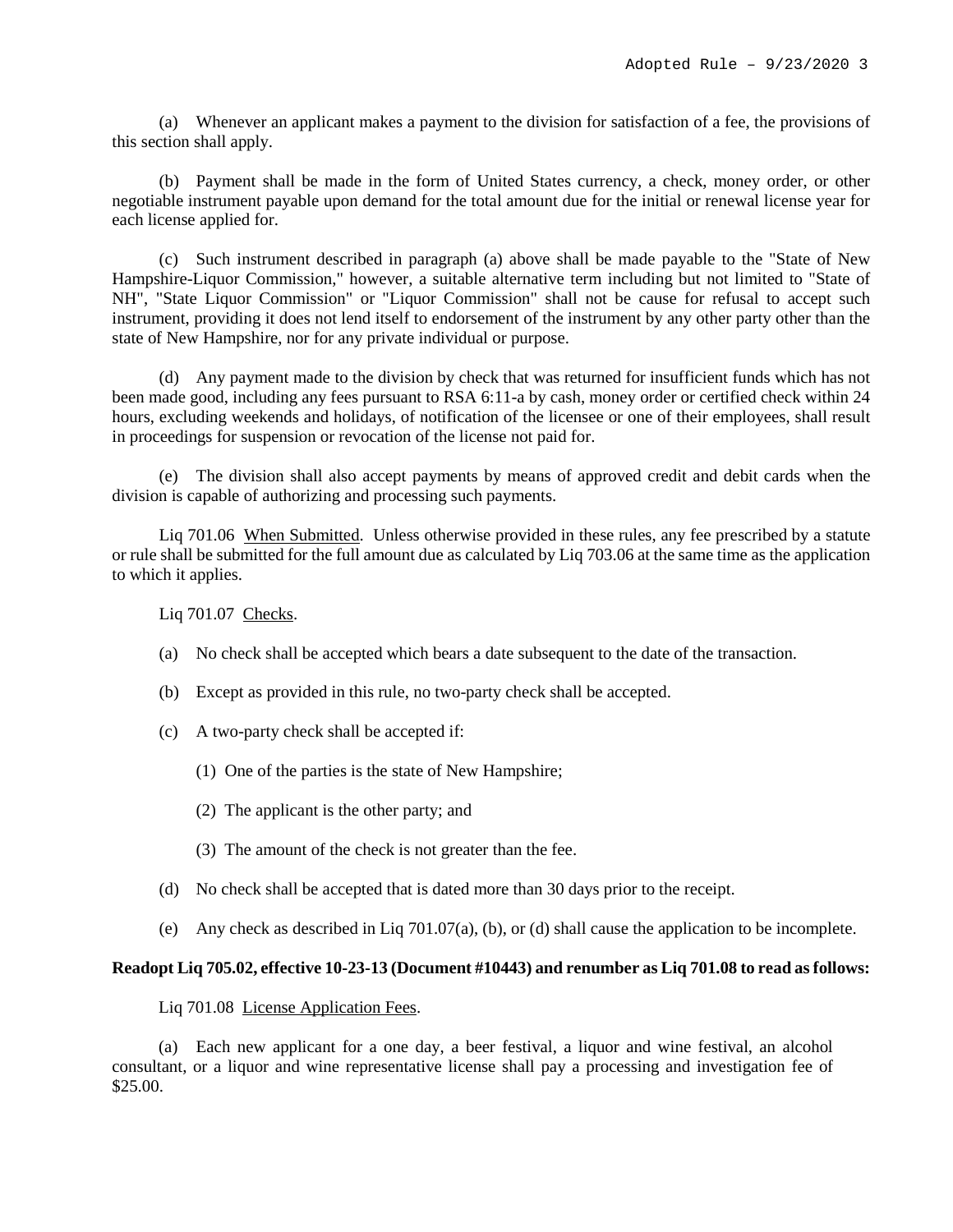(a) Whenever an applicant makes a payment to the division for satisfaction of a fee, the provisions of this section shall apply.

(b) Payment shall be made in the form of United States currency, a check, money order, or other negotiable instrument payable upon demand for the total amount due for the initial or renewal license year for each license applied for.

(c) Such instrument described in paragraph (a) above shall be made payable to the "State of New Hampshire-Liquor Commission," however, a suitable alternative term including but not limited to "State of NH", "State Liquor Commission" or "Liquor Commission" shall not be cause for refusal to accept such instrument, providing it does not lend itself to endorsement of the instrument by any other party other than the state of New Hampshire, nor for any private individual or purpose.

(d) Any payment made to the division by check that was returned for insufficient funds which has not been made good, including any fees pursuant to RSA 6:11-a by cash, money order or certified check within 24 hours, excluding weekends and holidays, of notification of the licensee or one of their employees, shall result in proceedings for suspension or revocation of the license not paid for.

(e) The division shall also accept payments by means of approved credit and debit cards when the division is capable of authorizing and processing such payments.

Liq 701.06 When Submitted. Unless otherwise provided in these rules, any fee prescribed by a statute or rule shall be submitted for the full amount due as calculated by Liq 703.06 at the same time as the application to which it applies.

Liq 701.07 Checks.

(a) No check shall be accepted which bears a date subsequent to the date of the transaction.

(b) Except as provided in this rule, no two-party check shall be accepted.

(c) A two-party check shall be accepted if:

(1) One of the parties is the state of New Hampshire;

(2) The applicant is the other party; and

(3) The amount of the check is not greater than the fee.

(d) No check shall be accepted that is dated more than 30 days prior to the receipt.

(e) Any check as described in Liq 701.07(a), (b), or (d) shall cause the application to be incomplete.

**Readopt Liq 705.02, effective 10-23-13 (Document #10443) and renumber as Liq 701.08 to read as follows:**

Liq 701.08 License Application Fees.

(a) Each new applicant for a one day, a beer festival, a liquor and wine festival, an alcohol consultant, or a liquor and wine representative license shall pay a processing and investigation fee of $25.00.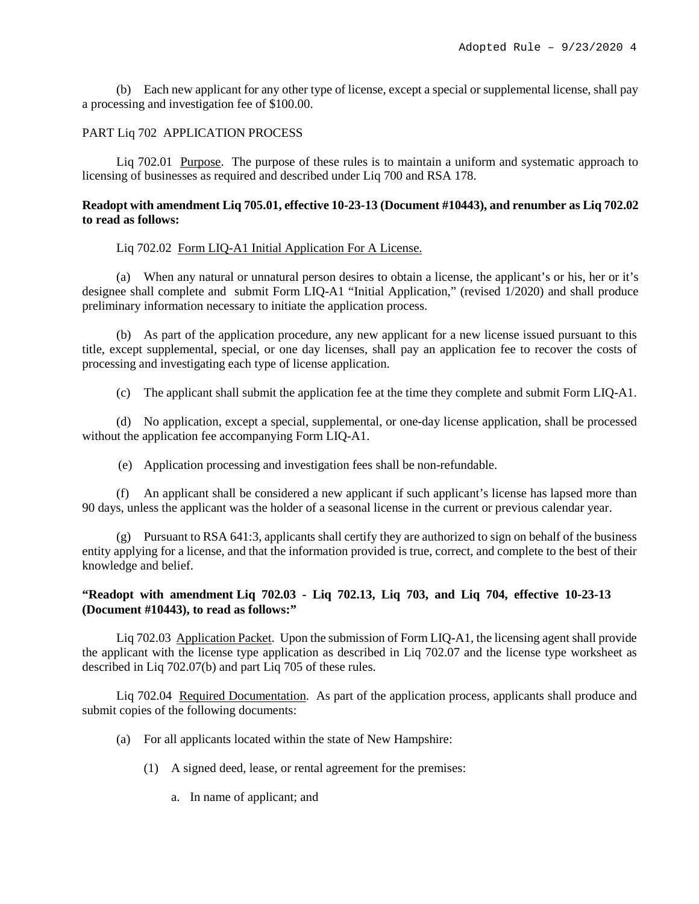(b) Each new applicant for any other type of license, except a special or supplemental license, shall pay a processing and investigation fee of $100.00.

PART Liq 702 APPLICATION PROCESS

Liq 702.01 Purpose. The purpose of these rules is to maintain a uniform and systematic approach to licensing of businesses as required and described under Liq 700 and RSA 178.

**Readopt with amendment Liq 705.01, effective 10-23-13 (Document #10443), and renumber as Liq 702.02 to read as follows:**

Liq 702.02 Form LIQ-A1 Initial Application For A License.

(a) When any natural or unnatural person desires to obtain a license, the applicant's or his, her or it's designee shall complete and submit Form LIQ-A1 "Initial Application," (revised 1/2020) and shall produce preliminary information necessary to initiate the application process.

(b) As part of the application procedure, any new applicant for a new license issued pursuant to this title, except supplemental, special, or one day licenses, shall pay an application fee to recover the costs of processing and investigating each type of license application.

(c) The applicant shall submit the application fee at the time they complete and submit Form LIQ-A1.

(d) No application, except a special, supplemental, or one-day license application, shall be processed without the application fee accompanying Form LIQ-A1.

(e) Application processing and investigation fees shall be non-refundable.

(f) An applicant shall be considered a new applicant if such applicant's license has lapsed more than 90 days, unless the applicant was the holder of a seasonal license in the current or previous calendar year.

(g) Pursuant to RSA 641:3, applicants shall certify they are authorized to sign on behalf of the business entity applying for a license, and that the information provided is true, correct, and complete to the best of their knowledge and belief.

**"Readopt with amendment Liq 702.03 - Liq 702.13, Liq 703, and Liq 704, effective 10-23-13 (Document #10443), to read as follows:"**

Liq 702.03 Application Packet. Upon the submission of Form LIQ-A1, the licensing agent shall provide the applicant with the license type application as described in Liq 702.07 and the license type worksheet as described in Liq 702.07(b) and part Liq 705 of these rules.

Liq 702.04 Required Documentation. As part of the application process, applicants shall produce and submit copies of the following documents:

(a) For all applicants located within the state of New Hampshire:

(1) A signed deed, lease, or rental agreement for the premises:

a. In name of applicant; and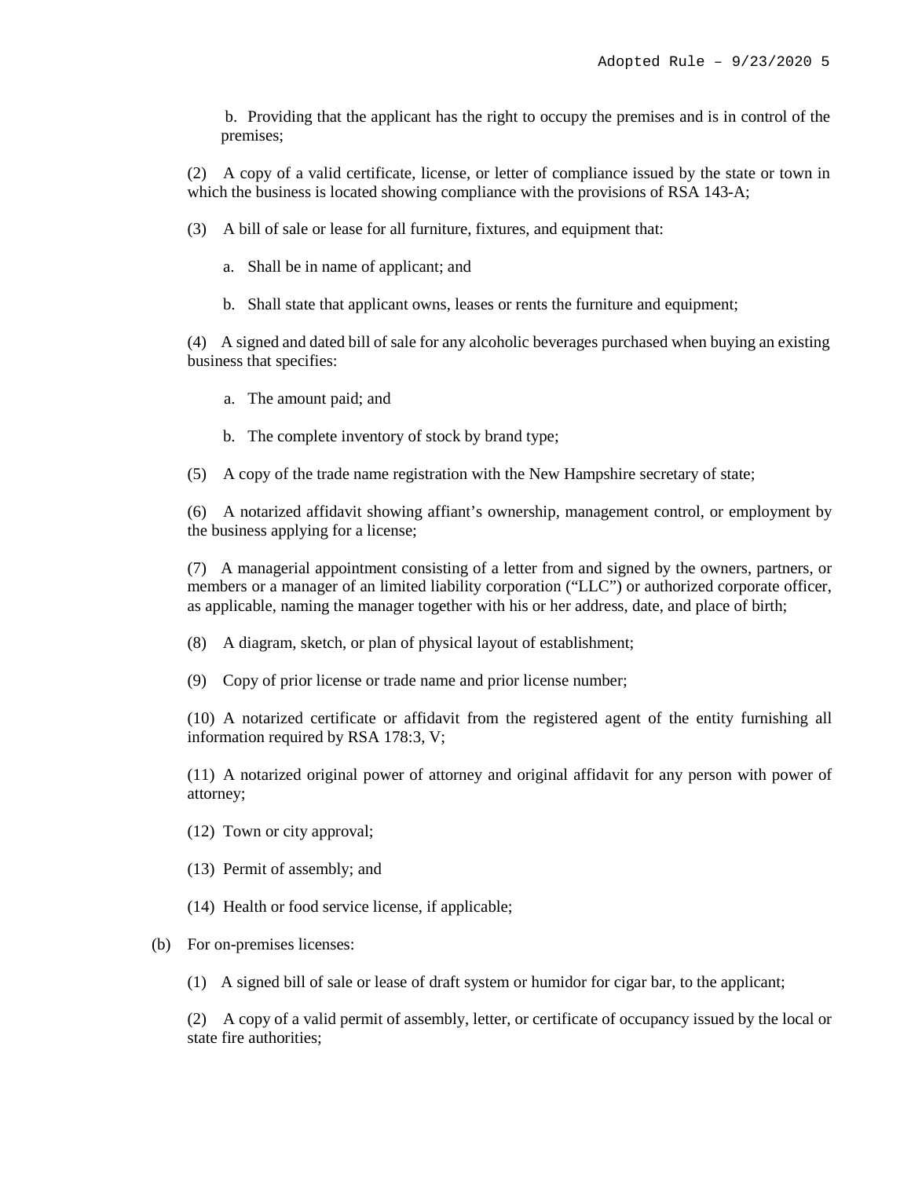b. Providing that the applicant has the right to occupy the premises and is in control of the premises;

(2) A copy of a valid certificate, license, or letter of compliance issued by the state or town in which the business is located showing compliance with the provisions of RSA 143-A;

(3) A bill of sale or lease for all furniture, fixtures, and equipment that:

a. Shall be in name of applicant; and

b. Shall state that applicant owns, leases or rents the furniture and equipment;

(4) A signed and dated bill of sale for any alcoholic beverages purchased when buying an existing business that specifies:

a. The amount paid; and

b. The complete inventory of stock by brand type;

(5) A copy of the trade name registration with the New Hampshire secretary of state;

(6) A notarized affidavit showing affiant's ownership, management control, or employment by the business applying for a license;

(7) A managerial appointment consisting of a letter from and signed by the owners, partners, or members or a manager of an limited liability corporation ("LLC") or authorized corporate officer, as applicable, naming the manager together with his or her address, date, and place of birth;

(8) A diagram, sketch, or plan of physical layout of establishment;

(9) Copy of prior license or trade name and prior license number;

(10) A notarized certificate or affidavit from the registered agent of the entity furnishing all information required by RSA 178:3, V;

(11) A notarized original power of attorney and original affidavit for any person with power of attorney;

(12) Town or city approval;

(13) Permit of assembly; and

(14) Health or food service license, if applicable;

(b) For on-premises licenses:

(1) A signed bill of sale or lease of draft system or humidor for cigar bar, to the applicant;

(2) A copy of a valid permit of assembly, letter, or certificate of occupancy issued by the local or state fire authorities;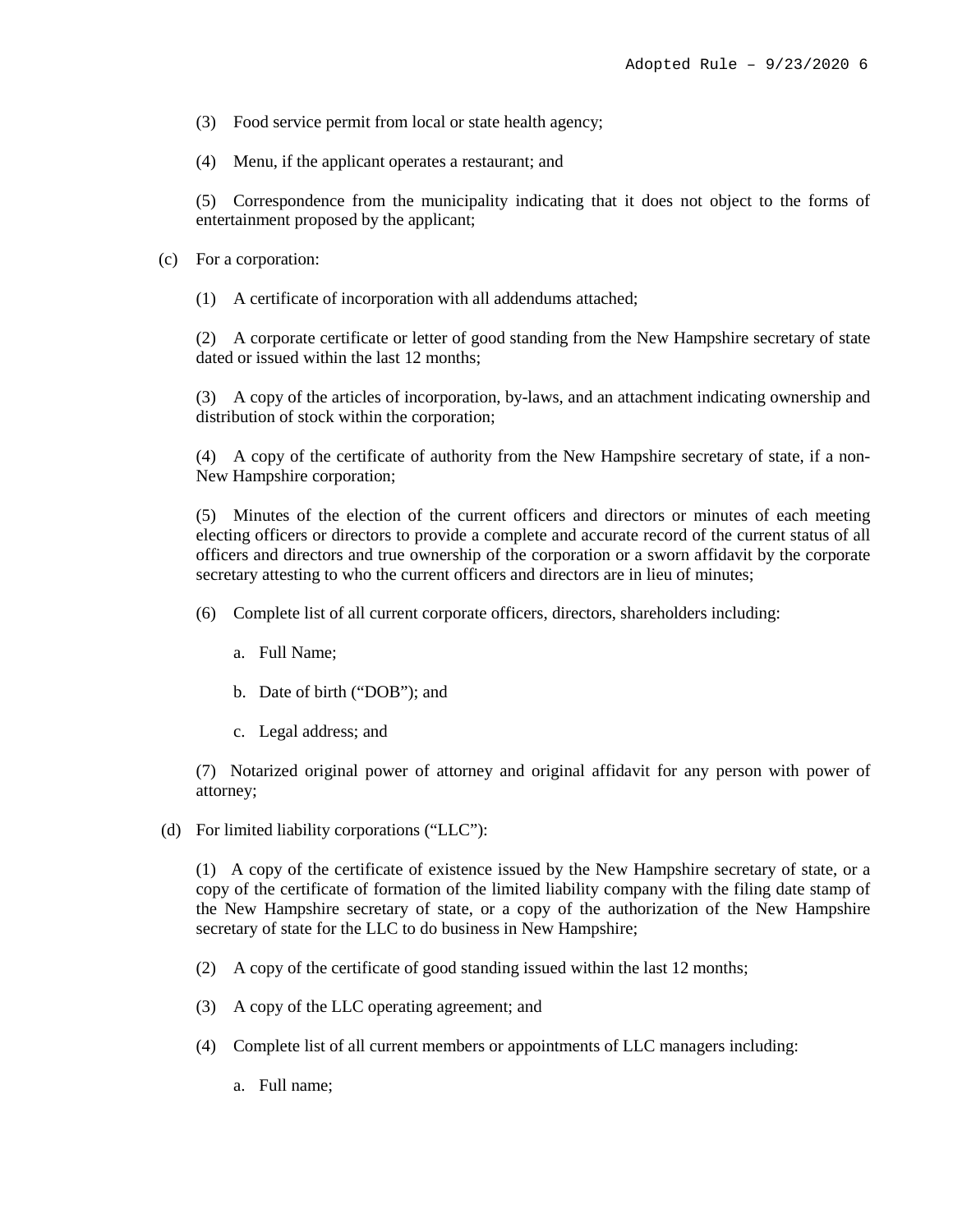(3) Food service permit from local or state health agency;

(4) Menu, if the applicant operates a restaurant; and

(5) Correspondence from the municipality indicating that it does not object to the forms of entertainment proposed by the applicant;

(c) For a corporation:

(1) A certificate of incorporation with all addendums attached;

(2) A corporate certificate or letter of good standing from the New Hampshire secretary of state dated or issued within the last 12 months;

(3) A copy of the articles of incorporation, by-laws, and an attachment indicating ownership and distribution of stock within the corporation;

(4) A copy of the certificate of authority from the New Hampshire secretary of state, if a non-New Hampshire corporation;

(5) Minutes of the election of the current officers and directors or minutes of each meeting electing officers or directors to provide a complete and accurate record of the current status of all officers and directors and true ownership of the corporation or a sworn affidavit by the corporate secretary attesting to who the current officers and directors are in lieu of minutes;

(6) Complete list of all current corporate officers, directors, shareholders including:

a. Full Name;

b. Date of birth ("DOB"); and

c. Legal address; and

(7) Notarized original power of attorney and original affidavit for any person with power of attorney;

(d) For limited liability corporations ("LLC"):

(1) A copy of the certificate of existence issued by the New Hampshire secretary of state, or a copy of the certificate of formation of the limited liability company with the filing date stamp of the New Hampshire secretary of state, or a copy of the authorization of the New Hampshire secretary of state for the LLC to do business in New Hampshire;

(2) A copy of the certificate of good standing issued within the last 12 months;

(3) A copy of the LLC operating agreement; and

(4) Complete list of all current members or appointments of LLC managers including:

a. Full name;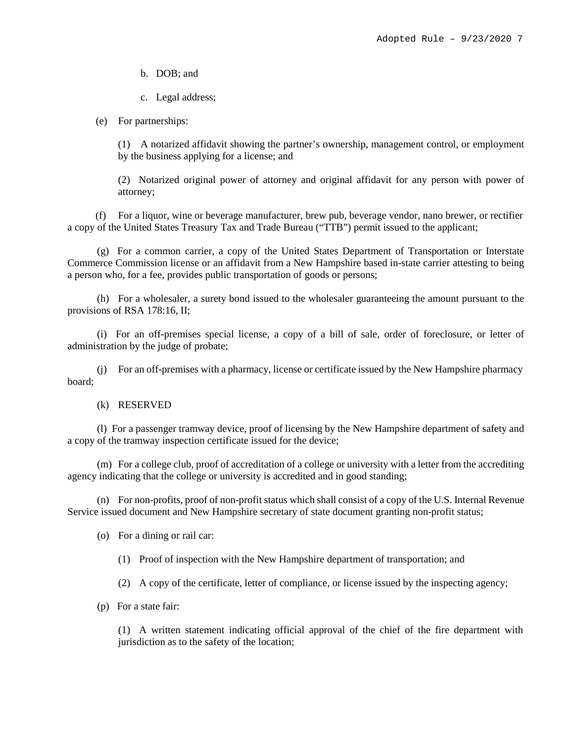b. DOB; and

c. Legal address;

(e) For partnerships:

(1) A notarized affidavit showing the partner's ownership, management control, or employment by the business applying for a license; and

(2) Notarized original power of attorney and original affidavit for any person with power of attorney;

(f) For a liquor, wine or beverage manufacturer, brew pub, beverage vendor, nano brewer, or rectifier a copy of the United States Treasury Tax and Trade Bureau ("TTB") permit issued to the applicant;

(g) For a common carrier, a copy of the United States Department of Transportation or Interstate Commerce Commission license or an affidavit from a New Hampshire based in-state carrier attesting to being a person who, for a fee, provides public transportation of goods or persons;

(h) For a wholesaler, a surety bond issued to the wholesaler guaranteeing the amount pursuant to the provisions of RSA 178:16, II;

(i) For an off-premises special license, a copy of a bill of sale, order of foreclosure, or letter of administration by the judge of probate;

(j) For an off-premises with a pharmacy, license or certificate issued by the New Hampshire pharmacy board;

(k) RESERVED

(l) For a passenger tramway device, proof of licensing by the New Hampshire department of safety and a copy of the tramway inspection certificate issued for the device;

(m) For a college club, proof of accreditation of a college or university with a letter from the accrediting agency indicating that the college or university is accredited and in good standing;

(n) For non-profits, proof of non-profit status which shall consist of a copy of the U.S. Internal Revenue Service issued document and New Hampshire secretary of state document granting non-profit status;

(o) For a dining or rail car:

(1) Proof of inspection with the New Hampshire department of transportation; and

(2) A copy of the certificate, letter of compliance, or license issued by the inspecting agency;

(p) For a state fair:

(1) A written statement indicating official approval of the chief of the fire department with jurisdiction as to the safety of the location;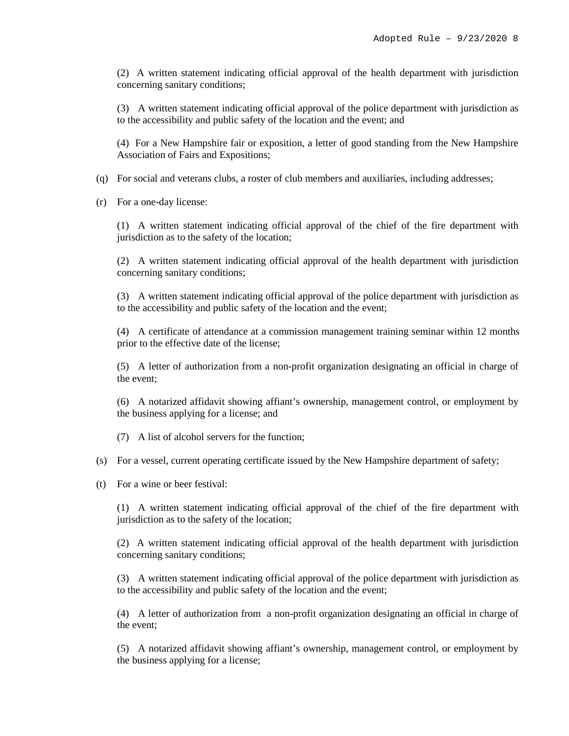(2) A written statement indicating official approval of the health department with jurisdiction concerning sanitary conditions;

(3) A written statement indicating official approval of the police department with jurisdiction as to the accessibility and public safety of the location and the event; and

(4) For a New Hampshire fair or exposition, a letter of good standing from the New Hampshire Association of Fairs and Expositions;

(q) For social and veterans clubs, a roster of club members and auxiliaries, including addresses;

(r) For a one-day license:

(1) A written statement indicating official approval of the chief of the fire department with jurisdiction as to the safety of the location;

(2) A written statement indicating official approval of the health department with jurisdiction concerning sanitary conditions;

(3) A written statement indicating official approval of the police department with jurisdiction as to the accessibility and public safety of the location and the event;

(4) A certificate of attendance at a commission management training seminar within 12 months prior to the effective date of the license;

(5) A letter of authorization from a non-profit organization designating an official in charge of the event;

(6) A notarized affidavit showing affiant's ownership, management control, or employment by the business applying for a license; and

(7) A list of alcohol servers for the function;

(s) For a vessel, current operating certificate issued by the New Hampshire department of safety;

(t) For a wine or beer festival:

(1) A written statement indicating official approval of the chief of the fire department with jurisdiction as to the safety of the location;

(2) A written statement indicating official approval of the health department with jurisdiction concerning sanitary conditions;

(3) A written statement indicating official approval of the police department with jurisdiction as to the accessibility and public safety of the location and the event;

(4) A letter of authorization from a non-profit organization designating an official in charge of the event;

(5) A notarized affidavit showing affiant's ownership, management control, or employment by the business applying for a license;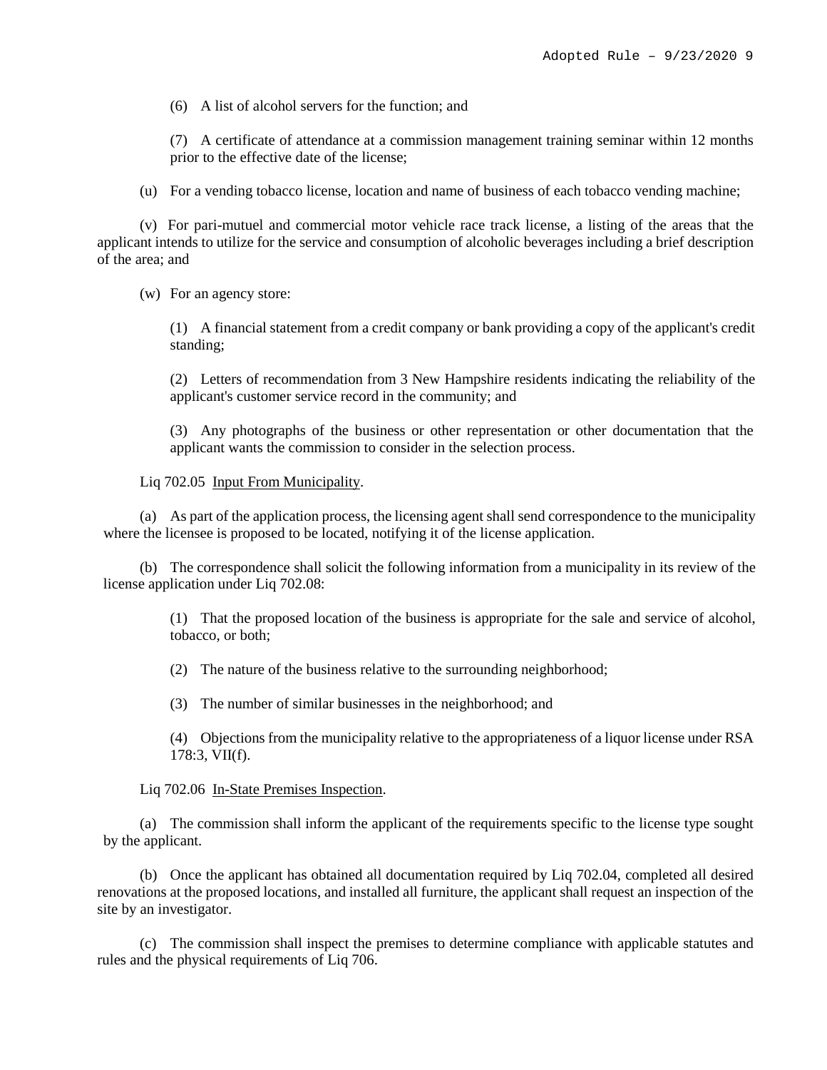(6) A list of alcohol servers for the function; and

(7) A certificate of attendance at a commission management training seminar within 12 months prior to the effective date of the license;

(u) For a vending tobacco license, location and name of business of each tobacco vending machine;

(v) For pari-mutuel and commercial motor vehicle race track license, a listing of the areas that the applicant intends to utilize for the service and consumption of alcoholic beverages including a brief description of the area; and

(w) For an agency store:

(1) A financial statement from a credit company or bank providing a copy of the applicant's credit standing;

(2) Letters of recommendation from 3 New Hampshire residents indicating the reliability of the applicant's customer service record in the community; and

(3) Any photographs of the business or other representation or other documentation that the applicant wants the commission to consider in the selection process.

Liq 702.05 Input From Municipality.

(a) As part of the application process, the licensing agent shall send correspondence to the municipality where the licensee is proposed to be located, notifying it of the license application.

(b) The correspondence shall solicit the following information from a municipality in its review of the license application under Liq 702.08:

(1) That the proposed location of the business is appropriate for the sale and service of alcohol, tobacco, or both;

(2) The nature of the business relative to the surrounding neighborhood;

(3) The number of similar businesses in the neighborhood; and

(4) Objections from the municipality relative to the appropriateness of a liquor license under RSA 178:3, VII(f).

Liq 702.06 In-State Premises Inspection.

(a) The commission shall inform the applicant of the requirements specific to the license type sought by the applicant.

(b) Once the applicant has obtained all documentation required by Liq 702.04, completed all desired renovations at the proposed locations, and installed all furniture, the applicant shall request an inspection of the site by an investigator.

(c) The commission shall inspect the premises to determine compliance with applicable statutes and rules and the physical requirements of Liq 706.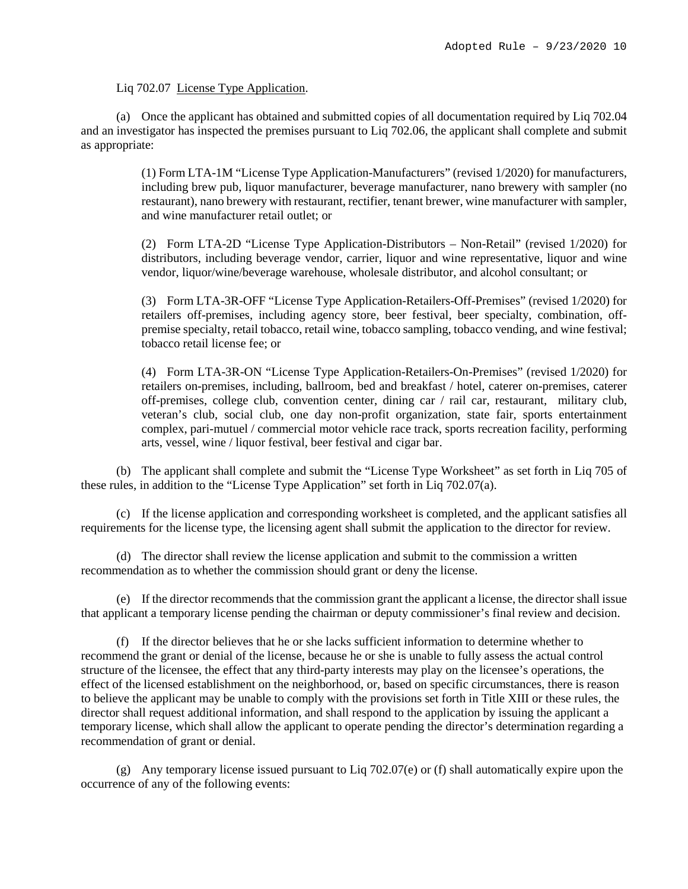Liq 702.07 License Type Application.

(a) Once the applicant has obtained and submitted copies of all documentation required by Liq 702.04 and an investigator has inspected the premises pursuant to Liq 702.06, the applicant shall complete and submit as appropriate:

(1) Form LTA-1M "License Type Application-Manufacturers" (revised 1/2020) for manufacturers, including brew pub, liquor manufacturer, beverage manufacturer, nano brewery with sampler (no restaurant), nano brewery with restaurant, rectifier, tenant brewer, wine manufacturer with sampler, and wine manufacturer retail outlet; or

(2) Form LTA-2D "License Type Application-Distributors – Non-Retail" (revised 1/2020) for distributors, including beverage vendor, carrier, liquor and wine representative, liquor and wine vendor, liquor/wine/beverage warehouse, wholesale distributor, and alcohol consultant; or

(3) Form LTA-3R-OFF "License Type Application-Retailers-Off-Premises" (revised 1/2020) for retailers off-premises, including agency store, beer festival, beer specialty, combination, off-premise specialty, retail tobacco, retail wine, tobacco sampling, tobacco vending, and wine festival; tobacco retail license fee; or

(4) Form LTA-3R-ON "License Type Application-Retailers-On-Premises" (revised 1/2020) for retailers on-premises, including, ballroom, bed and breakfast / hotel, caterer on-premises, caterer off-premises, college club, convention center, dining car / rail car, restaurant, military club, veteran's club, social club, one day non-profit organization, state fair, sports entertainment complex, pari-mutuel / commercial motor vehicle race track, sports recreation facility, performing arts, vessel, wine / liquor festival, beer festival and cigar bar.

(b) The applicant shall complete and submit the "License Type Worksheet" as set forth in Liq 705 of these rules, in addition to the "License Type Application" set forth in Liq 702.07(a).

(c) If the license application and corresponding worksheet is completed, and the applicant satisfies all requirements for the license type, the licensing agent shall submit the application to the director for review.

(d) The director shall review the license application and submit to the commission a written recommendation as to whether the commission should grant or deny the license.

(e) If the director recommends that the commission grant the applicant a license, the director shall issue that applicant a temporary license pending the chairman or deputy commissioner's final review and decision.

(f) If the director believes that he or she lacks sufficient information to determine whether to recommend the grant or denial of the license, because he or she is unable to fully assess the actual control structure of the licensee, the effect that any third-party interests may play on the licensee's operations, the effect of the licensed establishment on the neighborhood, or, based on specific circumstances, there is reason to believe the applicant may be unable to comply with the provisions set forth in Title XIII or these rules, the director shall request additional information, and shall respond to the application by issuing the applicant a temporary license, which shall allow the applicant to operate pending the director's determination regarding a recommendation of grant or denial.

(g) Any temporary license issued pursuant to Liq 702.07(e) or (f) shall automatically expire upon the occurrence of any of the following events: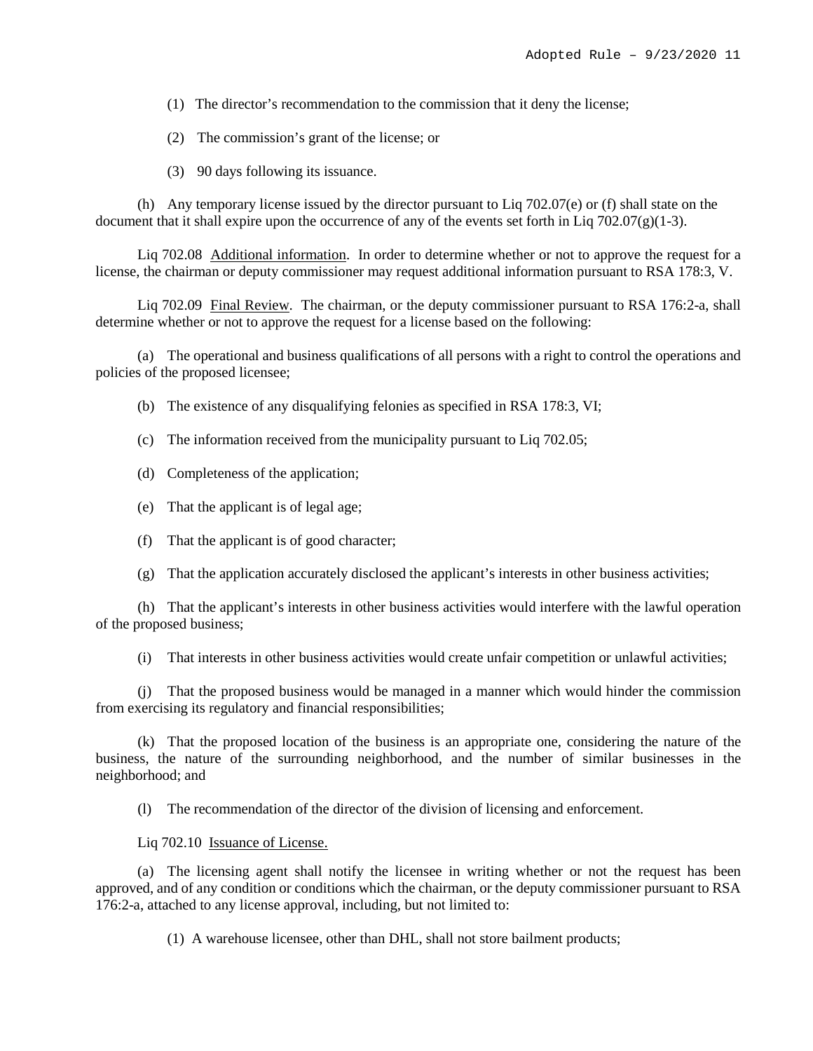(1) The director's recommendation to the commission that it deny the license;

(2) The commission's grant of the license; or

(3) 90 days following its issuance.

(h) Any temporary license issued by the director pursuant to Liq 702.07(e) or (f) shall state on the document that it shall expire upon the occurrence of any of the events set forth in Liq 702.07(g)(1-3).

Liq 702.08 Additional information. In order to determine whether or not to approve the request for a license, the chairman or deputy commissioner may request additional information pursuant to RSA 178:3, V.

Liq 702.09 Final Review. The chairman, or the deputy commissioner pursuant to RSA 176:2-a, shall determine whether or not to approve the request for a license based on the following:

(a) The operational and business qualifications of all persons with a right to control the operations and policies of the proposed licensee;

(b) The existence of any disqualifying felonies as specified in RSA 178:3, VI;

(c) The information received from the municipality pursuant to Liq 702.05;

(d) Completeness of the application;

(e) That the applicant is of legal age;

(f) That the applicant is of good character;

(g) That the application accurately disclosed the applicant's interests in other business activities;

(h) That the applicant's interests in other business activities would interfere with the lawful operation of the proposed business;

(i) That interests in other business activities would create unfair competition or unlawful activities;

(j) That the proposed business would be managed in a manner which would hinder the commission from exercising its regulatory and financial responsibilities;

(k) That the proposed location of the business is an appropriate one, considering the nature of the business, the nature of the surrounding neighborhood, and the number of similar businesses in the neighborhood; and

(l) The recommendation of the director of the division of licensing and enforcement.

Liq 702.10 Issuance of License.

(a) The licensing agent shall notify the licensee in writing whether or not the request has been approved, and of any condition or conditions which the chairman, or the deputy commissioner pursuant to RSA 176:2-a, attached to any license approval, including, but not limited to:

(1) A warehouse licensee, other than DHL, shall not store bailment products;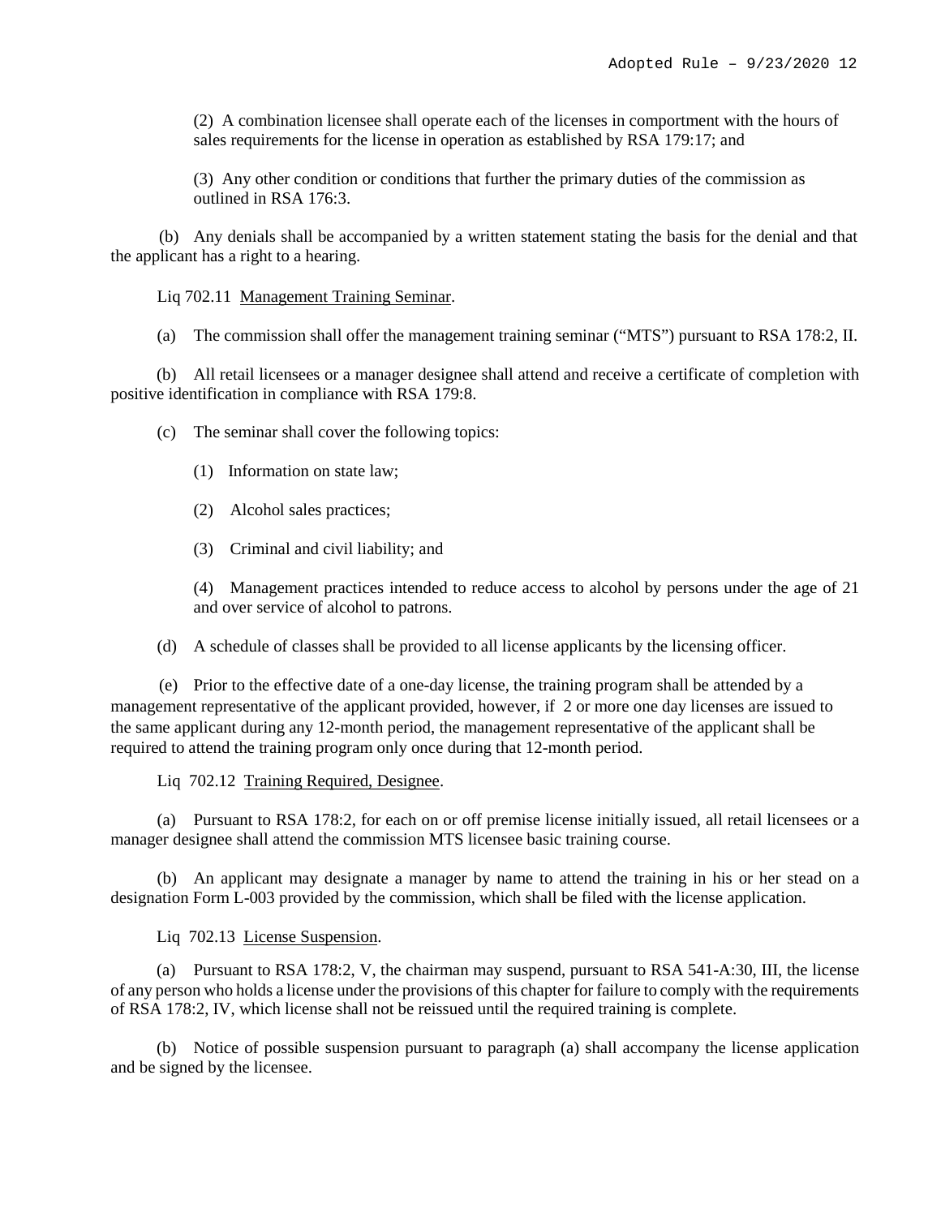(2) A combination licensee shall operate each of the licenses in comportment with the hours of sales requirements for the license in operation as established by RSA 179:17; and

(3) Any other condition or conditions that further the primary duties of the commission as outlined in RSA 176:3.

(b) Any denials shall be accompanied by a written statement stating the basis for the denial and that the applicant has a right to a hearing.

Liq 702.11 Management Training Seminar.

(a) The commission shall offer the management training seminar ("MTS") pursuant to RSA 178:2, II.

(b) All retail licensees or a manager designee shall attend and receive a certificate of completion with positive identification in compliance with RSA 179:8.

(c) The seminar shall cover the following topics:

(1) Information on state law;

(2) Alcohol sales practices;

(3) Criminal and civil liability; and

(4) Management practices intended to reduce access to alcohol by persons under the age of 21 and over service of alcohol to patrons.

(d) A schedule of classes shall be provided to all license applicants by the licensing officer.

(e) Prior to the effective date of a one-day license, the training program shall be attended by a management representative of the applicant provided, however, if 2 or more one day licenses are issued to the same applicant during any 12-month period, the management representative of the applicant shall be required to attend the training program only once during that 12-month period.

Liq 702.12 Training Required, Designee.

(a) Pursuant to RSA 178:2, for each on or off premise license initially issued, all retail licensees or a manager designee shall attend the commission MTS licensee basic training course.

(b) An applicant may designate a manager by name to attend the training in his or her stead on a designation Form L-003 provided by the commission, which shall be filed with the license application.

Liq 702.13 License Suspension.

(a) Pursuant to RSA 178:2, V, the chairman may suspend, pursuant to RSA 541-A:30, III, the license of any person who holds a license under the provisions of this chapter for failure to comply with the requirements of RSA 178:2, IV, which license shall not be reissued until the required training is complete.

(b) Notice of possible suspension pursuant to paragraph (a) shall accompany the license application and be signed by the licensee.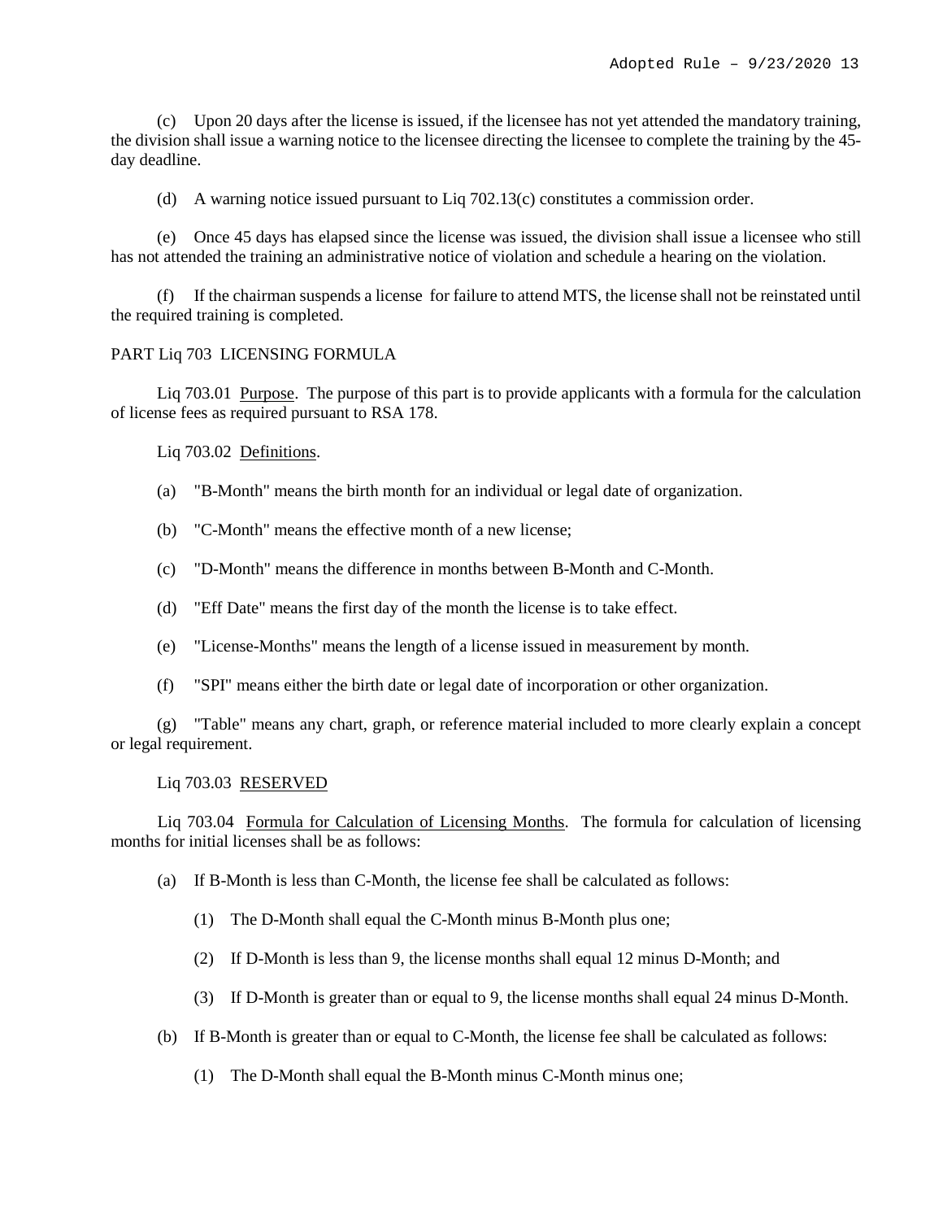(c) Upon 20 days after the license is issued, if the licensee has not yet attended the mandatory training, the division shall issue a warning notice to the licensee directing the licensee to complete the training by the 45-day deadline.

(d) A warning notice issued pursuant to Liq 702.13(c) constitutes a commission order.

(e) Once 45 days has elapsed since the license was issued, the division shall issue a licensee who still has not attended the training an administrative notice of violation and schedule a hearing on the violation.

(f) If the chairman suspends a license for failure to attend MTS, the license shall not be reinstated until the required training is completed.

PART Liq 703 LICENSING FORMULA

Liq 703.01 Purpose. The purpose of this part is to provide applicants with a formula for the calculation of license fees as required pursuant to RSA 178.

Liq 703.02 Definitions.

(a) "B-Month" means the birth month for an individual or legal date of organization.

(b) "C-Month" means the effective month of a new license;

(c) "D-Month" means the difference in months between B-Month and C-Month.

(d) "Eff Date" means the first day of the month the license is to take effect.

(e) "License-Months" means the length of a license issued in measurement by month.

(f) "SPI" means either the birth date or legal date of incorporation or other organization.

(g) "Table" means any chart, graph, or reference material included to more clearly explain a concept or legal requirement.

Liq 703.03 RESERVED

Liq 703.04 Formula for Calculation of Licensing Months. The formula for calculation of licensing months for initial licenses shall be as follows:

(a) If B-Month is less than C-Month, the license fee shall be calculated as follows:

(1) The D-Month shall equal the C-Month minus B-Month plus one;

(2) If D-Month is less than 9, the license months shall equal 12 minus D-Month; and

(3) If D-Month is greater than or equal to 9, the license months shall equal 24 minus D-Month.

(b) If B-Month is greater than or equal to C-Month, the license fee shall be calculated as follows:

(1) The D-Month shall equal the B-Month minus C-Month minus one;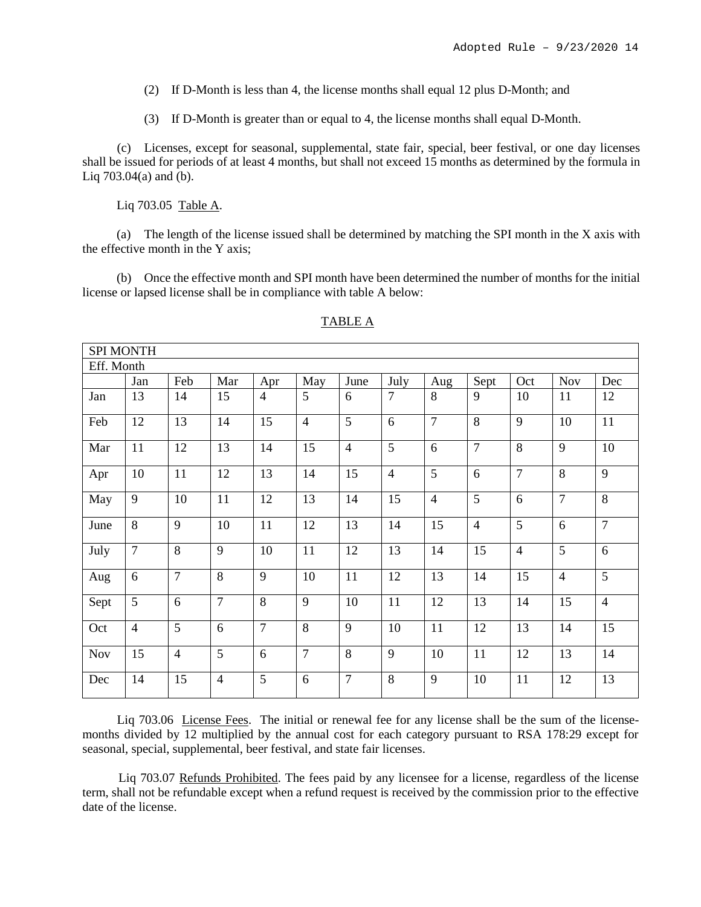(2) If D-Month is less than 4, the license months shall equal 12 plus D-Month; and

(3) If D-Month is greater than or equal to 4, the license months shall equal D-Month.

(c) Licenses, except for seasonal, supplemental, state fair, special, beer festival, or one day licenses shall be issued for periods of at least 4 months, but shall not exceed 15 months as determined by the formula in Liq 703.04(a) and (b).

Liq 703.05 Table A.

(a) The length of the license issued shall be determined by matching the SPI month in the X axis with the effective month in the Y axis;

(b) Once the effective month and SPI month have been determined the number of months for the initial license or lapsed license shall be in compliance with table A below:

TABLE A

| SPI MONTH | | | | | | | | | | | | |
|---|---|---|---|---|---|---|---|---|---|---|---|---|
| Eff. Month | | | | | | | | | | | | |
| | Jan | Feb | Mar | Apr | May | June | July | Aug | Sept | Oct | Nov | Dec |
| Jan | 13 | 14 | 15 | 4 | 5 | 6 | 7 | 8 | 9 | 10 | 11 | 12 |
| Feb | 12 | 13 | 14 | 15 | 4 | 5 | 6 | 7 | 8 | 9 | 10 | 11 |
| Mar | 11 | 12 | 13 | 14 | 15 | 4 | 5 | 6 | 7 | 8 | 9 | 10 |
| Apr | 10 | 11 | 12 | 13 | 14 | 15 | 4 | 5 | 6 | 7 | 8 | 9 |
| May | 9 | 10 | 11 | 12 | 13 | 14 | 15 | 4 | 5 | 6 | 7 | 8 |
| June | 8 | 9 | 10 | 11 | 12 | 13 | 14 | 15 | 4 | 5 | 6 | 7 |
| July | 7 | 8 | 9 | 10 | 11 | 12 | 13 | 14 | 15 | 4 | 5 | 6 |
| Aug | 6 | 7 | 8 | 9 | 10 | 11 | 12 | 13 | 14 | 15 | 4 | 5 |
| Sept | 5 | 6 | 7 | 8 | 9 | 10 | 11 | 12 | 13 | 14 | 15 | 4 |
| Oct | 4 | 5 | 6 | 7 | 8 | 9 | 10 | 11 | 12 | 13 | 14 | 15 |
| Nov | 15 | 4 | 5 | 6 | 7 | 8 | 9 | 10 | 11 | 12 | 13 | 14 |
| Dec | 14 | 15 | 4 | 5 | 6 | 7 | 8 | 9 | 10 | 11 | 12 | 13 |

Liq 703.06 License Fees. The initial or renewal fee for any license shall be the sum of the license-months divided by 12 multiplied by the annual cost for each category pursuant to RSA 178:29 except for seasonal, special, supplemental, beer festival, and state fair licenses.

Liq 703.07 Refunds Prohibited. The fees paid by any licensee for a license, regardless of the license term, shall not be refundable except when a refund request is received by the commission prior to the effective date of the license.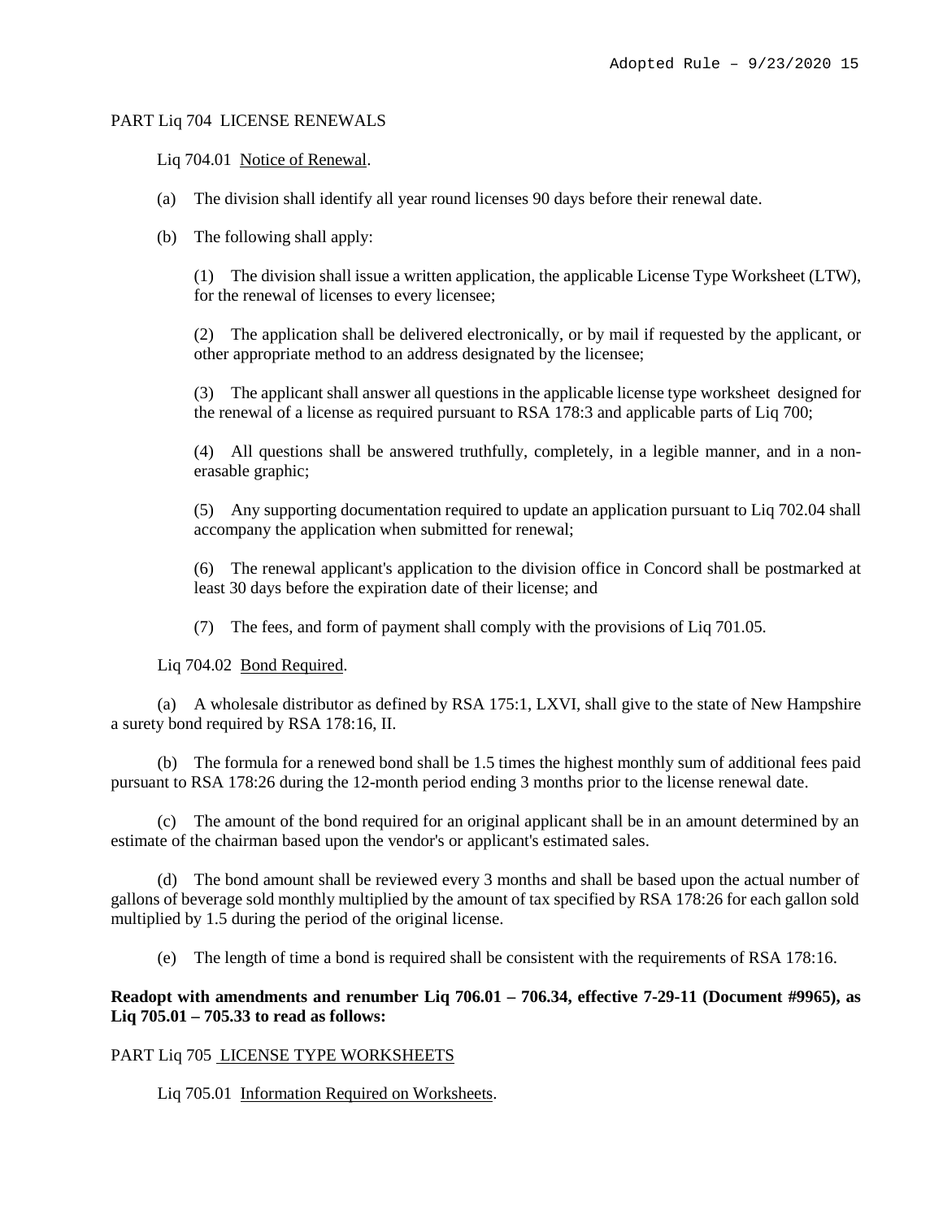PART Liq 704 LICENSE RENEWALS

Liq 704.01 Notice of Renewal.

(a) The division shall identify all year round licenses 90 days before their renewal date.

(b) The following shall apply:

(1) The division shall issue a written application, the applicable License Type Worksheet (LTW), for the renewal of licenses to every licensee;

(2) The application shall be delivered electronically, or by mail if requested by the applicant, or other appropriate method to an address designated by the licensee;

(3) The applicant shall answer all questions in the applicable license type worksheet designed for the renewal of a license as required pursuant to RSA 178:3 and applicable parts of Liq 700;

(4) All questions shall be answered truthfully, completely, in a legible manner, and in a non-erasable graphic;

(5) Any supporting documentation required to update an application pursuant to Liq 702.04 shall accompany the application when submitted for renewal;

(6) The renewal applicant's application to the division office in Concord shall be postmarked at least 30 days before the expiration date of their license; and

(7) The fees, and form of payment shall comply with the provisions of Liq 701.05.

Liq 704.02 Bond Required.

(a) A wholesale distributor as defined by RSA 175:1, LXVI, shall give to the state of New Hampshire a surety bond required by RSA 178:16, II.

(b) The formula for a renewed bond shall be 1.5 times the highest monthly sum of additional fees paid pursuant to RSA 178:26 during the 12-month period ending 3 months prior to the license renewal date.

(c) The amount of the bond required for an original applicant shall be in an amount determined by an estimate of the chairman based upon the vendor's or applicant's estimated sales.

(d) The bond amount shall be reviewed every 3 months and shall be based upon the actual number of gallons of beverage sold monthly multiplied by the amount of tax specified by RSA 178:26 for each gallon sold multiplied by 1.5 during the period of the original license.

(e) The length of time a bond is required shall be consistent with the requirements of RSA 178:16.

**Readopt with amendments and renumber Liq 706.01 – 706.34, effective 7-29-11 (Document #9965), as Liq 705.01 – 705.33 to read as follows:**

PART Liq 705 LICENSE TYPE WORKSHEETS

Liq 705.01 Information Required on Worksheets.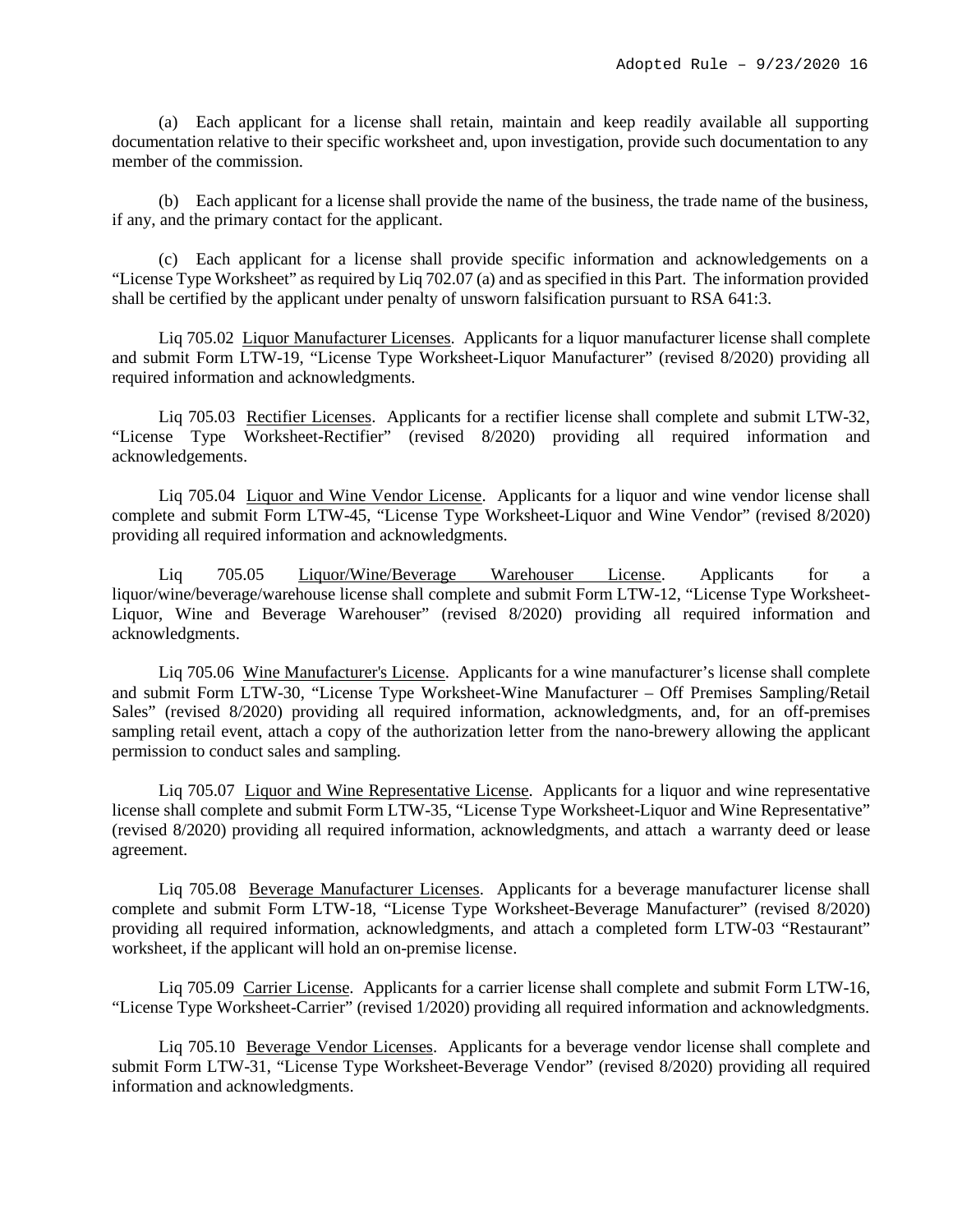(a) Each applicant for a license shall retain, maintain and keep readily available all supporting documentation relative to their specific worksheet and, upon investigation, provide such documentation to any member of the commission.

(b) Each applicant for a license shall provide the name of the business, the trade name of the business, if any, and the primary contact for the applicant.

(c) Each applicant for a license shall provide specific information and acknowledgements on a "License Type Worksheet" as required by Liq 702.07 (a) and as specified in this Part. The information provided shall be certified by the applicant under penalty of unsworn falsification pursuant to RSA 641:3.

Liq 705.02 Liquor Manufacturer Licenses. Applicants for a liquor manufacturer license shall complete and submit Form LTW-19, "License Type Worksheet-Liquor Manufacturer" (revised 8/2020) providing all required information and acknowledgments.

Liq 705.03 Rectifier Licenses. Applicants for a rectifier license shall complete and submit LTW-32, "License Type Worksheet-Rectifier" (revised 8/2020) providing all required information and acknowledgements.

Liq 705.04 Liquor and Wine Vendor License. Applicants for a liquor and wine vendor license shall complete and submit Form LTW-45, "License Type Worksheet-Liquor and Wine Vendor" (revised 8/2020) providing all required information and acknowledgments.

Liq 705.05 Liquor/Wine/Beverage Warehouser License. Applicants for a liquor/wine/beverage/warehouse license shall complete and submit Form LTW-12, "License Type Worksheet-Liquor, Wine and Beverage Warehouser" (revised 8/2020) providing all required information and acknowledgments.

Liq 705.06 Wine Manufacturer's License. Applicants for a wine manufacturer's license shall complete and submit Form LTW-30, "License Type Worksheet-Wine Manufacturer – Off Premises Sampling/Retail Sales" (revised 8/2020) providing all required information, acknowledgments, and, for an off-premises sampling retail event, attach a copy of the authorization letter from the nano-brewery allowing the applicant permission to conduct sales and sampling.

Liq 705.07 Liquor and Wine Representative License. Applicants for a liquor and wine representative license shall complete and submit Form LTW-35, "License Type Worksheet-Liquor and Wine Representative" (revised 8/2020) providing all required information, acknowledgments, and attach a warranty deed or lease agreement.

Liq 705.08 Beverage Manufacturer Licenses. Applicants for a beverage manufacturer license shall complete and submit Form LTW-18, "License Type Worksheet-Beverage Manufacturer" (revised 8/2020) providing all required information, acknowledgments, and attach a completed form LTW-03 "Restaurant" worksheet, if the applicant will hold an on-premise license.

Liq 705.09 Carrier License. Applicants for a carrier license shall complete and submit Form LTW-16, "License Type Worksheet-Carrier" (revised 1/2020) providing all required information and acknowledgments.

Liq 705.10 Beverage Vendor Licenses. Applicants for a beverage vendor license shall complete and submit Form LTW-31, "License Type Worksheet-Beverage Vendor" (revised 8/2020) providing all required information and acknowledgments.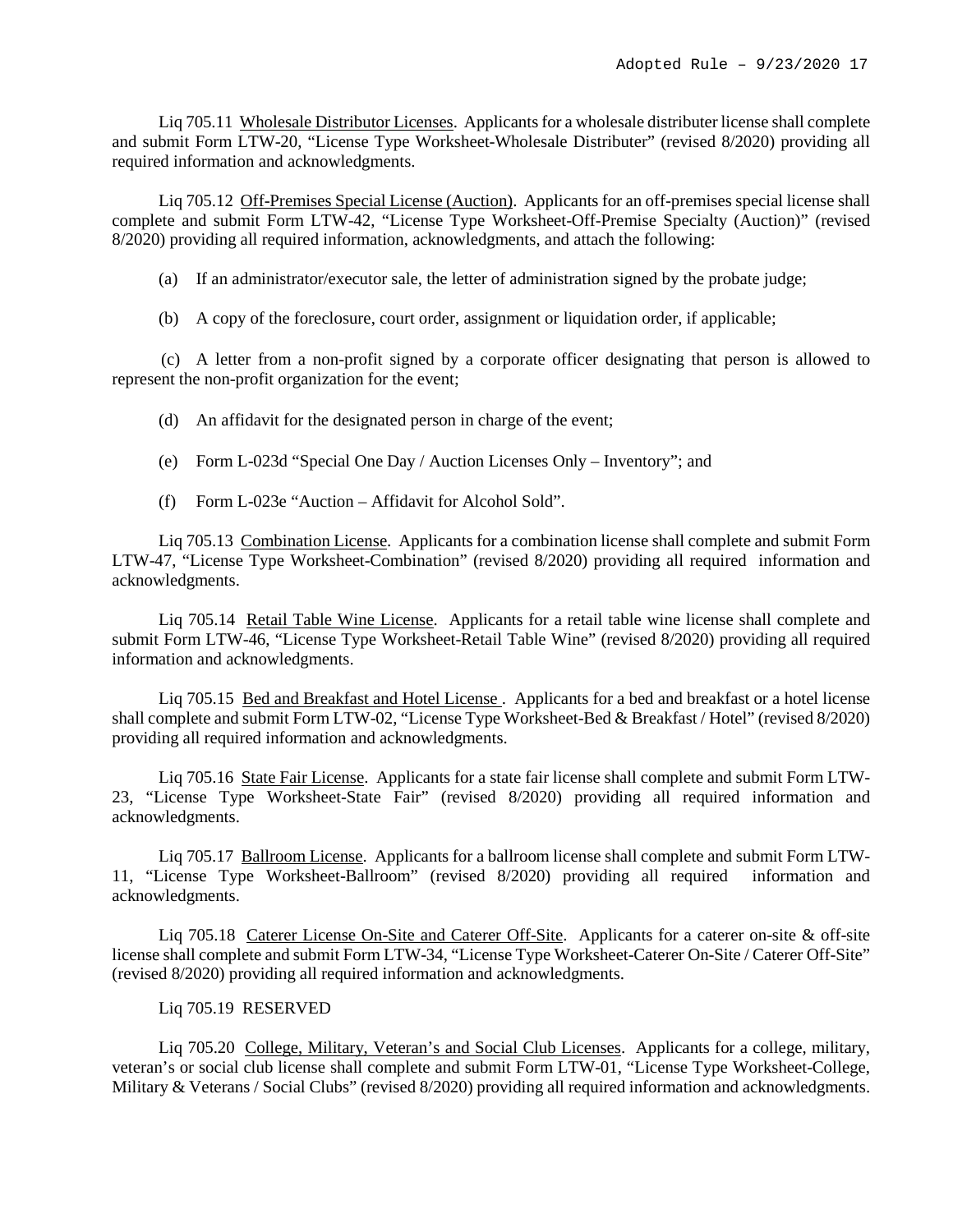Liq 705.11 Wholesale Distributor Licenses. Applicants for a wholesale distributer license shall complete and submit Form LTW-20, "License Type Worksheet-Wholesale Distributer" (revised 8/2020) providing all required information and acknowledgments.

Liq 705.12 Off-Premises Special License (Auction). Applicants for an off-premises special license shall complete and submit Form LTW-42, "License Type Worksheet-Off-Premise Specialty (Auction)" (revised 8/2020) providing all required information, acknowledgments, and attach the following:

(a) If an administrator/executor sale, the letter of administration signed by the probate judge;

(b) A copy of the foreclosure, court order, assignment or liquidation order, if applicable;

(c) A letter from a non-profit signed by a corporate officer designating that person is allowed to represent the non-profit organization for the event;

(d) An affidavit for the designated person in charge of the event;

(e) Form L-023d "Special One Day / Auction Licenses Only – Inventory"; and

(f) Form L-023e "Auction – Affidavit for Alcohol Sold".

Liq 705.13 Combination License. Applicants for a combination license shall complete and submit Form LTW-47, "License Type Worksheet-Combination" (revised 8/2020) providing all required information and acknowledgments.

Liq 705.14 Retail Table Wine License. Applicants for a retail table wine license shall complete and submit Form LTW-46, "License Type Worksheet-Retail Table Wine" (revised 8/2020) providing all required information and acknowledgments.

Liq 705.15 Bed and Breakfast and Hotel License . Applicants for a bed and breakfast or a hotel license shall complete and submit Form LTW-02, "License Type Worksheet-Bed & Breakfast / Hotel" (revised 8/2020) providing all required information and acknowledgments.

Liq 705.16 State Fair License. Applicants for a state fair license shall complete and submit Form LTW-23, "License Type Worksheet-State Fair" (revised 8/2020) providing all required information and acknowledgments.

Liq 705.17 Ballroom License. Applicants for a ballroom license shall complete and submit Form LTW-11, "License Type Worksheet-Ballroom" (revised 8/2020) providing all required information and acknowledgments.

Liq 705.18 Caterer License On-Site and Caterer Off-Site. Applicants for a caterer on-site & off-site license shall complete and submit Form LTW-34, "License Type Worksheet-Caterer On-Site / Caterer Off-Site" (revised 8/2020) providing all required information and acknowledgments.

Liq 705.19 RESERVED

Liq 705.20 College, Military, Veteran's and Social Club Licenses. Applicants for a college, military, veteran's or social club license shall complete and submit Form LTW-01, "License Type Worksheet-College, Military & Veterans / Social Clubs" (revised 8/2020) providing all required information and acknowledgments.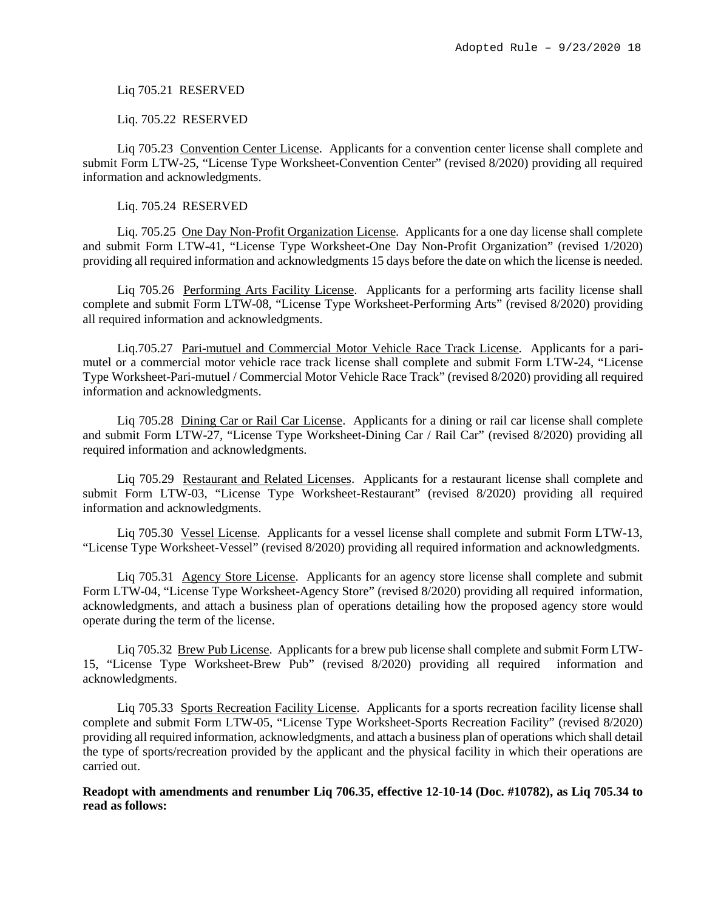Liq 705.21 RESERVED

Liq. 705.22 RESERVED

Liq 705.23 Convention Center License. Applicants for a convention center license shall complete and submit Form LTW-25, "License Type Worksheet-Convention Center" (revised 8/2020) providing all required information and acknowledgments.

Liq. 705.24 RESERVED

Liq. 705.25 One Day Non-Profit Organization License. Applicants for a one day license shall complete and submit Form LTW-41, "License Type Worksheet-One Day Non-Profit Organization" (revised 1/2020) providing all required information and acknowledgments 15 days before the date on which the license is needed.

Liq 705.26 Performing Arts Facility License. Applicants for a performing arts facility license shall complete and submit Form LTW-08, "License Type Worksheet-Performing Arts" (revised 8/2020) providing all required information and acknowledgments.

Liq.705.27 Pari-mutuel and Commercial Motor Vehicle Race Track License. Applicants for a pari-mutel or a commercial motor vehicle race track license shall complete and submit Form LTW-24, "License Type Worksheet-Pari-mutuel / Commercial Motor Vehicle Race Track" (revised 8/2020) providing all required information and acknowledgments.

Liq 705.28 Dining Car or Rail Car License. Applicants for a dining or rail car license shall complete and submit Form LTW-27, "License Type Worksheet-Dining Car / Rail Car" (revised 8/2020) providing all required information and acknowledgments.

Liq 705.29 Restaurant and Related Licenses. Applicants for a restaurant license shall complete and submit Form LTW-03, "License Type Worksheet-Restaurant" (revised 8/2020) providing all required information and acknowledgments.

Liq 705.30 Vessel License. Applicants for a vessel license shall complete and submit Form LTW-13, "License Type Worksheet-Vessel" (revised 8/2020) providing all required information and acknowledgments.

Liq 705.31 Agency Store License. Applicants for an agency store license shall complete and submit Form LTW-04, "License Type Worksheet-Agency Store" (revised 8/2020) providing all required information, acknowledgments, and attach a business plan of operations detailing how the proposed agency store would operate during the term of the license.

Liq 705.32 Brew Pub License. Applicants for a brew pub license shall complete and submit Form LTW-15, "License Type Worksheet-Brew Pub" (revised 8/2020) providing all required information and acknowledgments.

Liq 705.33 Sports Recreation Facility License. Applicants for a sports recreation facility license shall complete and submit Form LTW-05, "License Type Worksheet-Sports Recreation Facility" (revised 8/2020) providing all required information, acknowledgments, and attach a business plan of operations which shall detail the type of sports/recreation provided by the applicant and the physical facility in which their operations are carried out.

**Readopt with amendments and renumber Liq 706.35, effective 12-10-14 (Doc. #10782), as Liq 705.34 to read as follows:**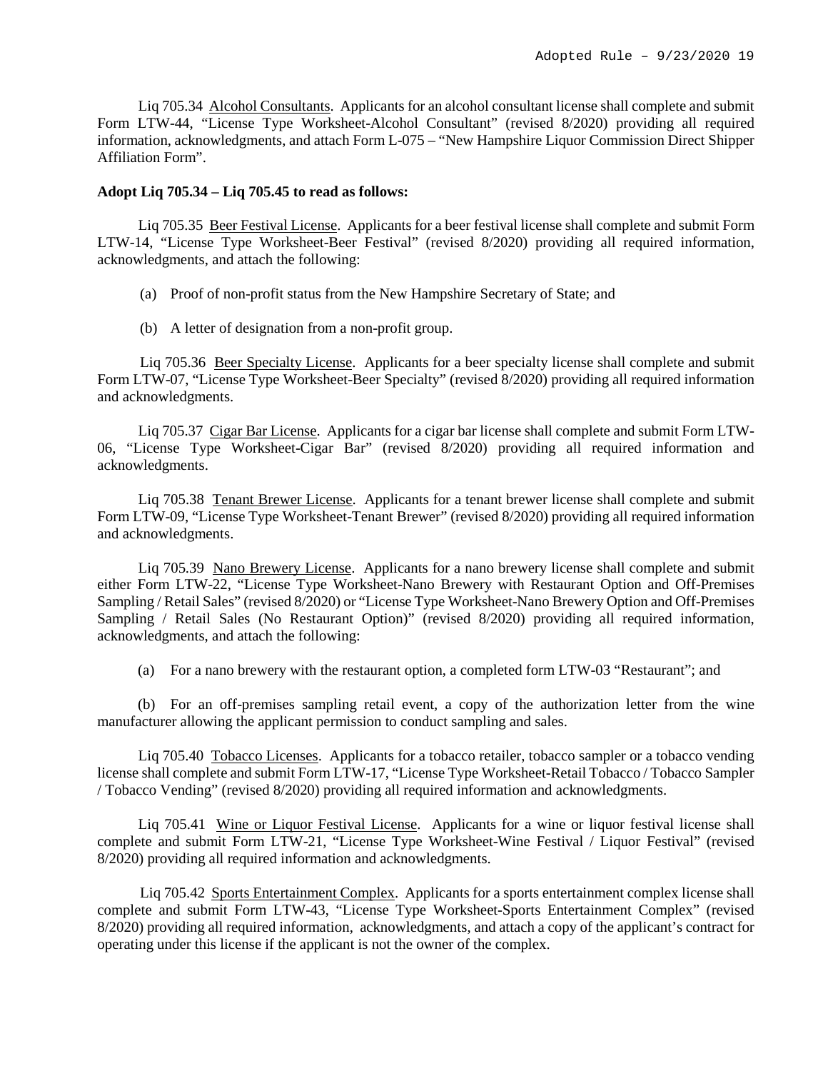Liq 705.34 Alcohol Consultants. Applicants for an alcohol consultant license shall complete and submit Form LTW-44, "License Type Worksheet-Alcohol Consultant" (revised 8/2020) providing all required information, acknowledgments, and attach Form L-075 – "New Hampshire Liquor Commission Direct Shipper Affiliation Form".

**Adopt Liq 705.34 – Liq 705.45 to read as follows:**

Liq 705.35 Beer Festival License. Applicants for a beer festival license shall complete and submit Form LTW-14, "License Type Worksheet-Beer Festival" (revised 8/2020) providing all required information, acknowledgments, and attach the following:

(a) Proof of non-profit status from the New Hampshire Secretary of State; and

(b) A letter of designation from a non-profit group.

Liq 705.36 Beer Specialty License. Applicants for a beer specialty license shall complete and submit Form LTW-07, "License Type Worksheet-Beer Specialty" (revised 8/2020) providing all required information and acknowledgments.

Liq 705.37 Cigar Bar License. Applicants for a cigar bar license shall complete and submit Form LTW-06, "License Type Worksheet-Cigar Bar" (revised 8/2020) providing all required information and acknowledgments.

Liq 705.38 Tenant Brewer License. Applicants for a tenant brewer license shall complete and submit Form LTW-09, "License Type Worksheet-Tenant Brewer" (revised 8/2020) providing all required information and acknowledgments.

Liq 705.39 Nano Brewery License. Applicants for a nano brewery license shall complete and submit either Form LTW-22, "License Type Worksheet-Nano Brewery with Restaurant Option and Off-Premises Sampling / Retail Sales" (revised 8/2020) or "License Type Worksheet-Nano Brewery Option and Off-Premises Sampling / Retail Sales (No Restaurant Option)" (revised 8/2020) providing all required information, acknowledgments, and attach the following:

(a) For a nano brewery with the restaurant option, a completed form LTW-03 "Restaurant"; and

(b) For an off-premises sampling retail event, a copy of the authorization letter from the wine manufacturer allowing the applicant permission to conduct sampling and sales.

Liq 705.40 Tobacco Licenses. Applicants for a tobacco retailer, tobacco sampler or a tobacco vending license shall complete and submit Form LTW-17, "License Type Worksheet-Retail Tobacco / Tobacco Sampler / Tobacco Vending" (revised 8/2020) providing all required information and acknowledgments.

Liq 705.41 Wine or Liquor Festival License. Applicants for a wine or liquor festival license shall complete and submit Form LTW-21, "License Type Worksheet-Wine Festival / Liquor Festival" (revised 8/2020) providing all required information and acknowledgments.

Liq 705.42 Sports Entertainment Complex. Applicants for a sports entertainment complex license shall complete and submit Form LTW-43, "License Type Worksheet-Sports Entertainment Complex" (revised 8/2020) providing all required information, acknowledgments, and attach a copy of the applicant's contract for operating under this license if the applicant is not the owner of the complex.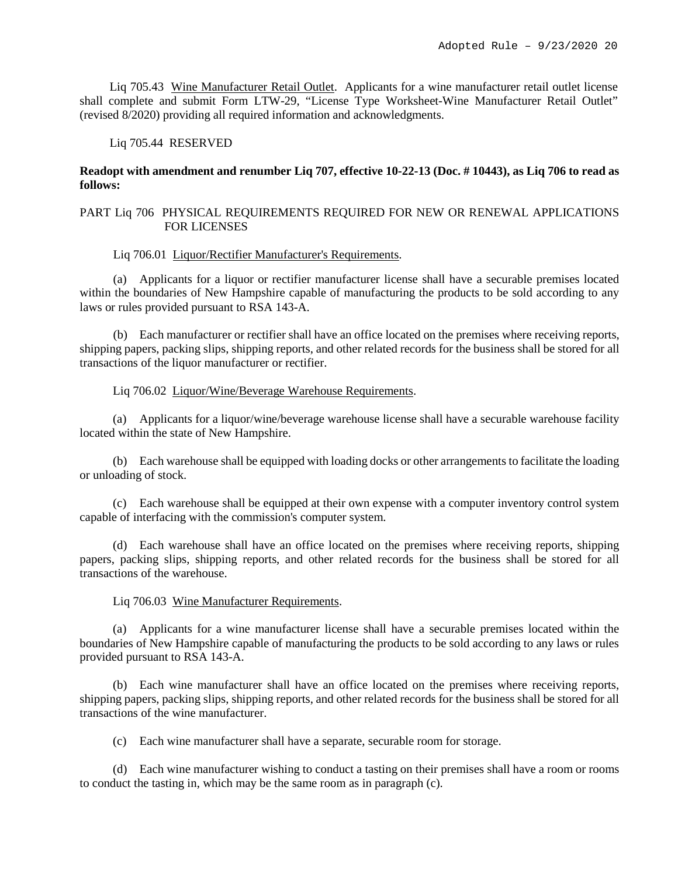Liq 705.43 Wine Manufacturer Retail Outlet. Applicants for a wine manufacturer retail outlet license shall complete and submit Form LTW-29, "License Type Worksheet-Wine Manufacturer Retail Outlet" (revised 8/2020) providing all required information and acknowledgments.

Liq 705.44 RESERVED

**Readopt with amendment and renumber Liq 707, effective 10-22-13 (Doc. # 10443), as Liq 706 to read as follows:**

PART Liq 706 PHYSICAL REQUIREMENTS REQUIRED FOR NEW OR RENEWAL APPLICATIONS FOR LICENSES

Liq 706.01 Liquor/Rectifier Manufacturer's Requirements.

(a) Applicants for a liquor or rectifier manufacturer license shall have a securable premises located within the boundaries of New Hampshire capable of manufacturing the products to be sold according to any laws or rules provided pursuant to RSA 143-A.

(b) Each manufacturer or rectifier shall have an office located on the premises where receiving reports, shipping papers, packing slips, shipping reports, and other related records for the business shall be stored for all transactions of the liquor manufacturer or rectifier.

Liq 706.02 Liquor/Wine/Beverage Warehouse Requirements.

(a) Applicants for a liquor/wine/beverage warehouse license shall have a securable warehouse facility located within the state of New Hampshire.

(b) Each warehouse shall be equipped with loading docks or other arrangements to facilitate the loading or unloading of stock.

(c) Each warehouse shall be equipped at their own expense with a computer inventory control system capable of interfacing with the commission's computer system.

(d) Each warehouse shall have an office located on the premises where receiving reports, shipping papers, packing slips, shipping reports, and other related records for the business shall be stored for all transactions of the warehouse.

Liq 706.03 Wine Manufacturer Requirements.

(a) Applicants for a wine manufacturer license shall have a securable premises located within the boundaries of New Hampshire capable of manufacturing the products to be sold according to any laws or rules provided pursuant to RSA 143-A.

(b) Each wine manufacturer shall have an office located on the premises where receiving reports, shipping papers, packing slips, shipping reports, and other related records for the business shall be stored for all transactions of the wine manufacturer.

(c) Each wine manufacturer shall have a separate, securable room for storage.

(d) Each wine manufacturer wishing to conduct a tasting on their premises shall have a room or rooms to conduct the tasting in, which may be the same room as in paragraph (c).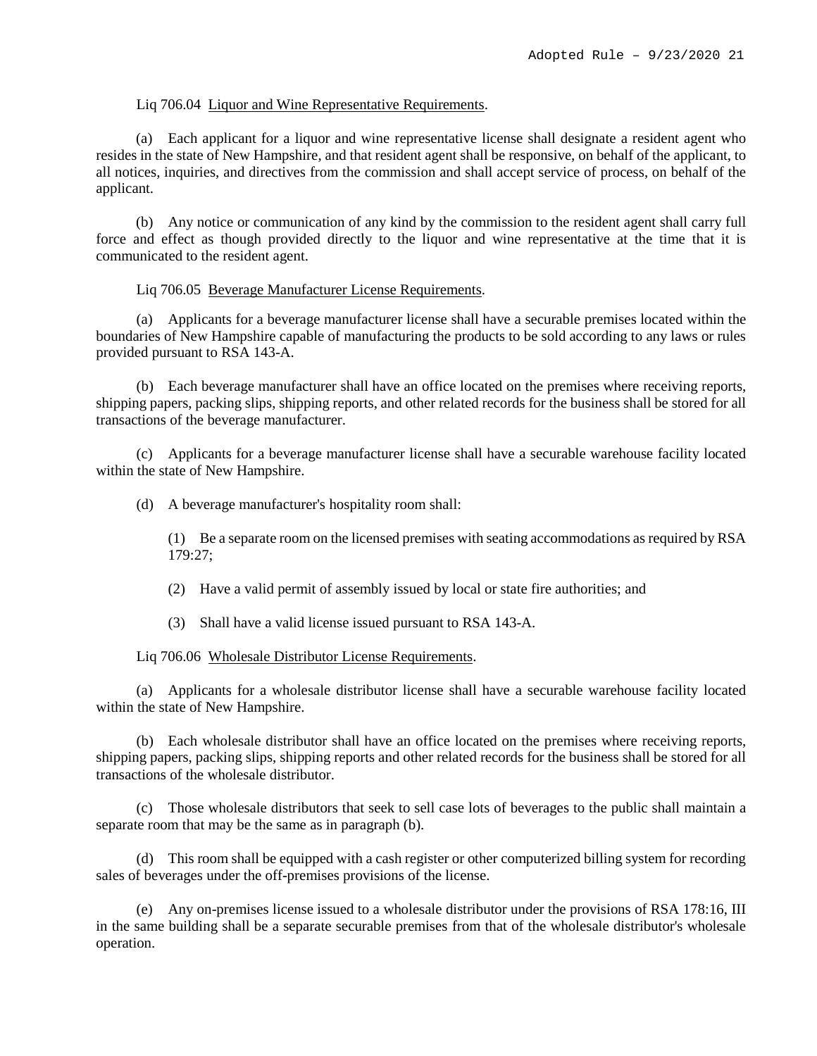Liq 706.04 Liquor and Wine Representative Requirements.

(a) Each applicant for a liquor and wine representative license shall designate a resident agent who resides in the state of New Hampshire, and that resident agent shall be responsive, on behalf of the applicant, to all notices, inquiries, and directives from the commission and shall accept service of process, on behalf of the applicant.

(b) Any notice or communication of any kind by the commission to the resident agent shall carry full force and effect as though provided directly to the liquor and wine representative at the time that it is communicated to the resident agent.

Liq 706.05 Beverage Manufacturer License Requirements.

(a) Applicants for a beverage manufacturer license shall have a securable premises located within the boundaries of New Hampshire capable of manufacturing the products to be sold according to any laws or rules provided pursuant to RSA 143-A.

(b) Each beverage manufacturer shall have an office located on the premises where receiving reports, shipping papers, packing slips, shipping reports, and other related records for the business shall be stored for all transactions of the beverage manufacturer.

(c) Applicants for a beverage manufacturer license shall have a securable warehouse facility located within the state of New Hampshire.

(d) A beverage manufacturer's hospitality room shall:

(1) Be a separate room on the licensed premises with seating accommodations as required by RSA 179:27;

(2) Have a valid permit of assembly issued by local or state fire authorities; and

(3) Shall have a valid license issued pursuant to RSA 143-A.

Liq 706.06 Wholesale Distributor License Requirements.

(a) Applicants for a wholesale distributor license shall have a securable warehouse facility located within the state of New Hampshire.

(b) Each wholesale distributor shall have an office located on the premises where receiving reports, shipping papers, packing slips, shipping reports and other related records for the business shall be stored for all transactions of the wholesale distributor.

(c) Those wholesale distributors that seek to sell case lots of beverages to the public shall maintain a separate room that may be the same as in paragraph (b).

(d) This room shall be equipped with a cash register or other computerized billing system for recording sales of beverages under the off-premises provisions of the license.

(e) Any on-premises license issued to a wholesale distributor under the provisions of RSA 178:16, III in the same building shall be a separate securable premises from that of the wholesale distributor's wholesale operation.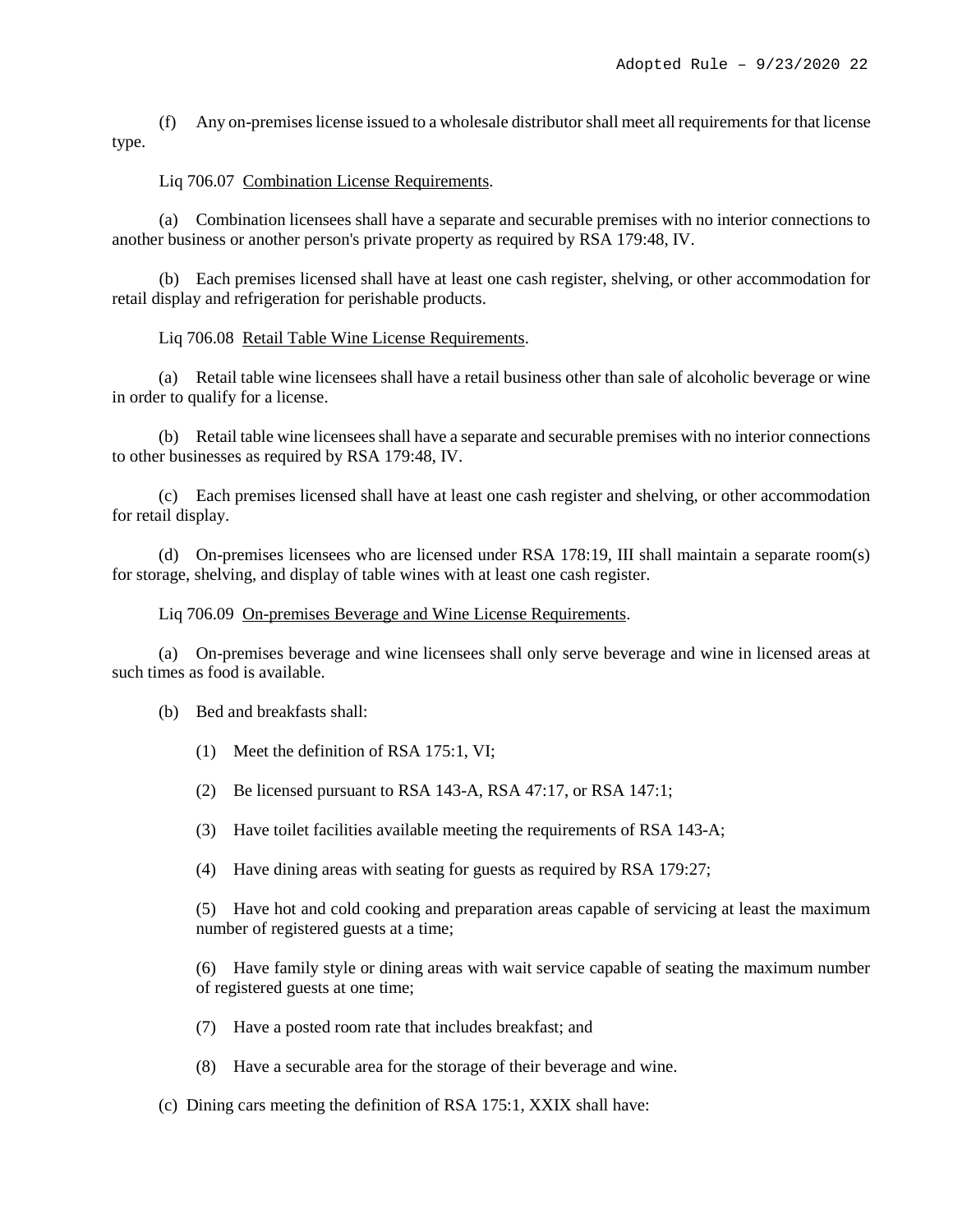(f) Any on-premises license issued to a wholesale distributor shall meet all requirements for that license type.

Liq 706.07 Combination License Requirements.

(a) Combination licensees shall have a separate and securable premises with no interior connections to another business or another person's private property as required by RSA 179:48, IV.

(b) Each premises licensed shall have at least one cash register, shelving, or other accommodation for retail display and refrigeration for perishable products.

Liq 706.08 Retail Table Wine License Requirements.

(a) Retail table wine licensees shall have a retail business other than sale of alcoholic beverage or wine in order to qualify for a license.

(b) Retail table wine licensees shall have a separate and securable premises with no interior connections to other businesses as required by RSA 179:48, IV.

(c) Each premises licensed shall have at least one cash register and shelving, or other accommodation for retail display.

(d) On-premises licensees who are licensed under RSA 178:19, III shall maintain a separate room(s) for storage, shelving, and display of table wines with at least one cash register.

Liq 706.09 On-premises Beverage and Wine License Requirements.

(a) On-premises beverage and wine licensees shall only serve beverage and wine in licensed areas at such times as food is available.

(b) Bed and breakfasts shall:

(1) Meet the definition of RSA 175:1, VI;

(2) Be licensed pursuant to RSA 143-A, RSA 47:17, or RSA 147:1;

(3) Have toilet facilities available meeting the requirements of RSA 143-A;

(4) Have dining areas with seating for guests as required by RSA 179:27;

(5) Have hot and cold cooking and preparation areas capable of servicing at least the maximum number of registered guests at a time;

(6) Have family style or dining areas with wait service capable of seating the maximum number of registered guests at one time;

(7) Have a posted room rate that includes breakfast; and

(8) Have a securable area for the storage of their beverage and wine.

(c) Dining cars meeting the definition of RSA 175:1, XXIX shall have: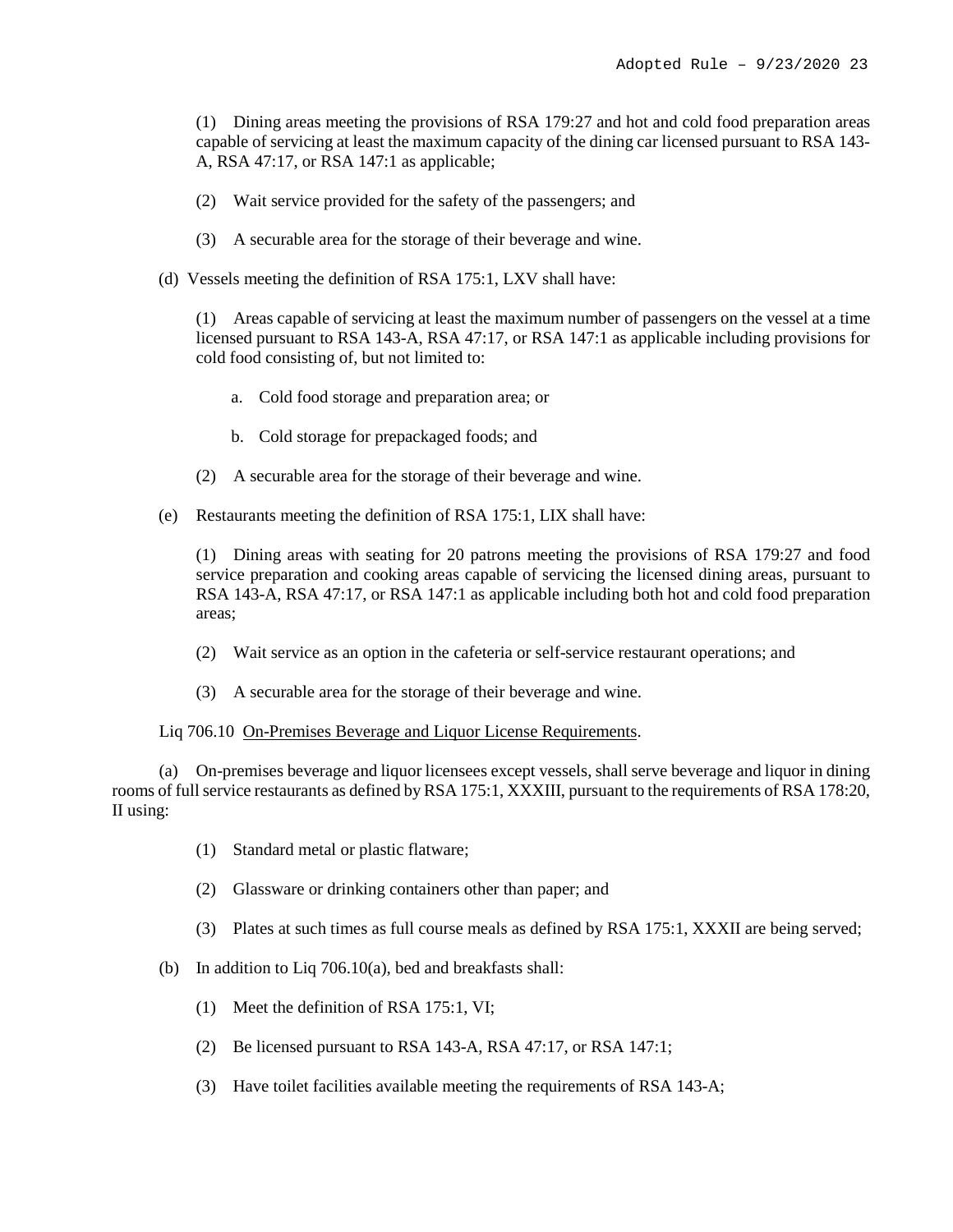(1) Dining areas meeting the provisions of RSA 179:27 and hot and cold food preparation areas capable of servicing at least the maximum capacity of the dining car licensed pursuant to RSA 143-A, RSA 47:17, or RSA 147:1 as applicable;

(2) Wait service provided for the safety of the passengers; and

(3) A securable area for the storage of their beverage and wine.

(d) Vessels meeting the definition of RSA 175:1, LXV shall have:

(1) Areas capable of servicing at least the maximum number of passengers on the vessel at a time licensed pursuant to RSA 143-A, RSA 47:17, or RSA 147:1 as applicable including provisions for cold food consisting of, but not limited to:

a. Cold food storage and preparation area; or

b. Cold storage for prepackaged foods; and

(2) A securable area for the storage of their beverage and wine.

(e) Restaurants meeting the definition of RSA 175:1, LIX shall have:

(1) Dining areas with seating for 20 patrons meeting the provisions of RSA 179:27 and food service preparation and cooking areas capable of servicing the licensed dining areas, pursuant to RSA 143-A, RSA 47:17, or RSA 147:1 as applicable including both hot and cold food preparation areas;

(2) Wait service as an option in the cafeteria or self-service restaurant operations; and

(3) A securable area for the storage of their beverage and wine.

Liq 706.10 <u>On-Premises Beverage and Liquor License Requirements</u>.

(a) On-premises beverage and liquor licensees except vessels, shall serve beverage and liquor in dining rooms of full service restaurants as defined by RSA 175:1, XXXIII, pursuant to the requirements of RSA 178:20, II using:

(1) Standard metal or plastic flatware;

(2) Glassware or drinking containers other than paper; and

(3) Plates at such times as full course meals as defined by RSA 175:1, XXXII are being served;

(b) In addition to Liq 706.10(a), bed and breakfasts shall:

(1) Meet the definition of RSA 175:1, VI;

(2) Be licensed pursuant to RSA 143-A, RSA 47:17, or RSA 147:1;

(3) Have toilet facilities available meeting the requirements of RSA 143-A;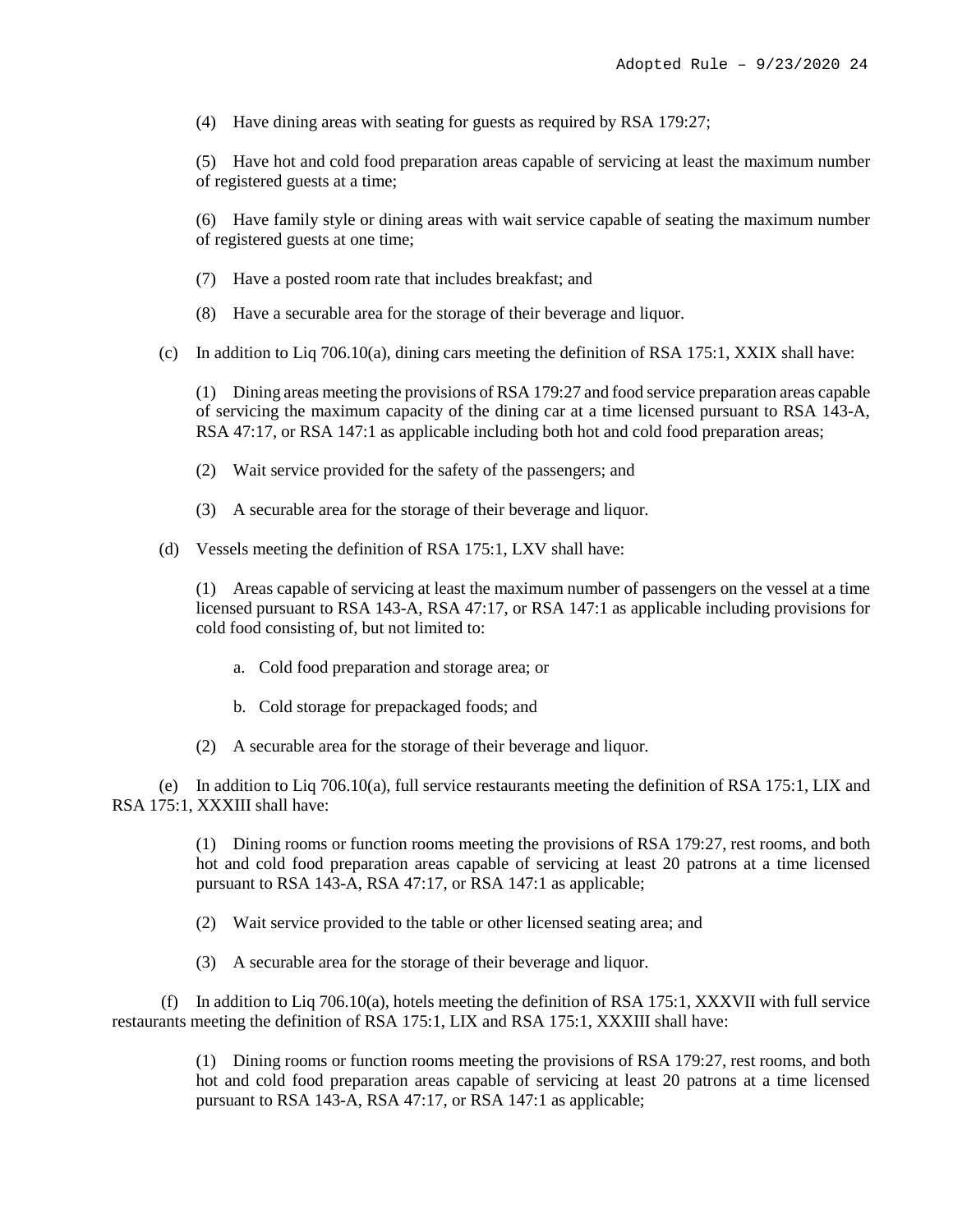(4) Have dining areas with seating for guests as required by RSA 179:27;

(5) Have hot and cold food preparation areas capable of servicing at least the maximum number of registered guests at a time;

(6) Have family style or dining areas with wait service capable of seating the maximum number of registered guests at one time;

(7) Have a posted room rate that includes breakfast; and

(8) Have a securable area for the storage of their beverage and liquor.

(c) In addition to Liq 706.10(a), dining cars meeting the definition of RSA 175:1, XXIX shall have:

(1) Dining areas meeting the provisions of RSA 179:27 and food service preparation areas capable of servicing the maximum capacity of the dining car at a time licensed pursuant to RSA 143-A, RSA 47:17, or RSA 147:1 as applicable including both hot and cold food preparation areas;

(2) Wait service provided for the safety of the passengers; and

(3) A securable area for the storage of their beverage and liquor.

(d) Vessels meeting the definition of RSA 175:1, LXV shall have:

(1) Areas capable of servicing at least the maximum number of passengers on the vessel at a time licensed pursuant to RSA 143-A, RSA 47:17, or RSA 147:1 as applicable including provisions for cold food consisting of, but not limited to:

a. Cold food preparation and storage area; or

b. Cold storage for prepackaged foods; and

(2) A securable area for the storage of their beverage and liquor.

(e) In addition to Liq 706.10(a), full service restaurants meeting the definition of RSA 175:1, LIX and RSA 175:1, XXXIII shall have:

(1) Dining rooms or function rooms meeting the provisions of RSA 179:27, rest rooms, and both hot and cold food preparation areas capable of servicing at least 20 patrons at a time licensed pursuant to RSA 143-A, RSA 47:17, or RSA 147:1 as applicable;

(2) Wait service provided to the table or other licensed seating area; and

(3) A securable area for the storage of their beverage and liquor.

(f) In addition to Liq 706.10(a), hotels meeting the definition of RSA 175:1, XXXVII with full service restaurants meeting the definition of RSA 175:1, LIX and RSA 175:1, XXXIII shall have:

(1) Dining rooms or function rooms meeting the provisions of RSA 179:27, rest rooms, and both hot and cold food preparation areas capable of servicing at least 20 patrons at a time licensed pursuant to RSA 143-A, RSA 47:17, or RSA 147:1 as applicable;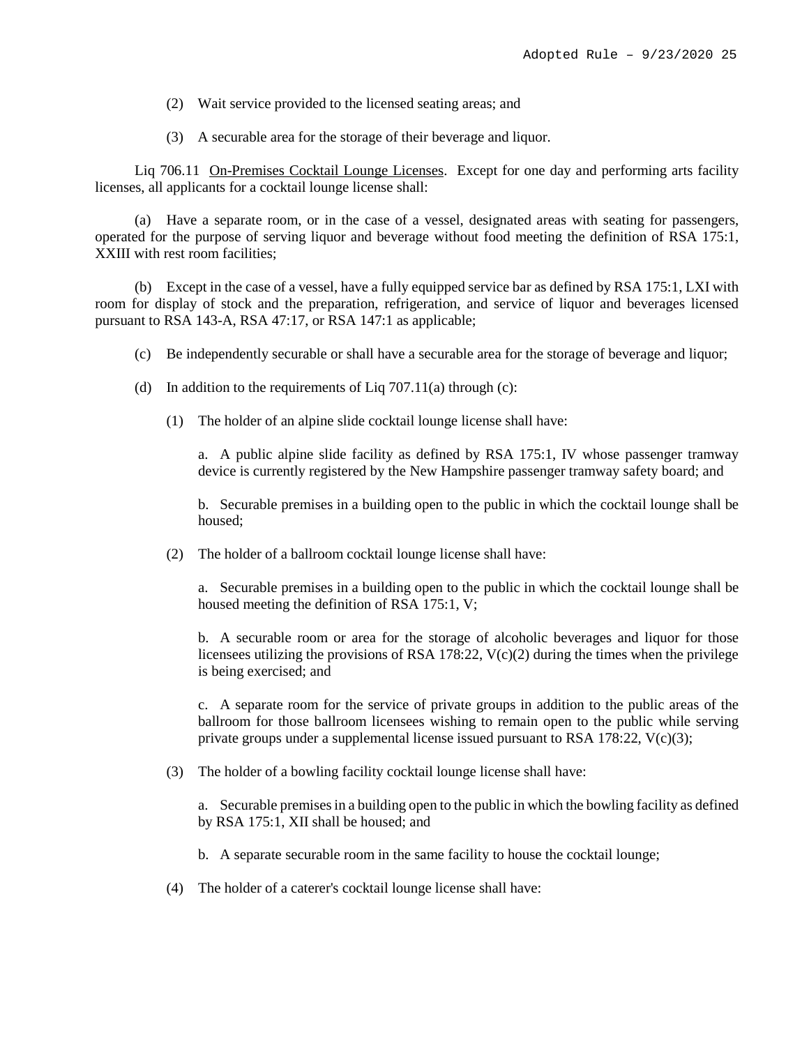(2) Wait service provided to the licensed seating areas; and

(3) A securable area for the storage of their beverage and liquor.

Liq 706.11 On-Premises Cocktail Lounge Licenses. Except for one day and performing arts facility licenses, all applicants for a cocktail lounge license shall:

(a) Have a separate room, or in the case of a vessel, designated areas with seating for passengers, operated for the purpose of serving liquor and beverage without food meeting the definition of RSA 175:1, XXIII with rest room facilities;

(b) Except in the case of a vessel, have a fully equipped service bar as defined by RSA 175:1, LXI with room for display of stock and the preparation, refrigeration, and service of liquor and beverages licensed pursuant to RSA 143-A, RSA 47:17, or RSA 147:1 as applicable;

(c) Be independently securable or shall have a securable area for the storage of beverage and liquor;

(d) In addition to the requirements of Liq 707.11(a) through (c):

(1) The holder of an alpine slide cocktail lounge license shall have:

a. A public alpine slide facility as defined by RSA 175:1, IV whose passenger tramway device is currently registered by the New Hampshire passenger tramway safety board; and

b. Securable premises in a building open to the public in which the cocktail lounge shall be housed;

(2) The holder of a ballroom cocktail lounge license shall have:

a. Securable premises in a building open to the public in which the cocktail lounge shall be housed meeting the definition of RSA 175:1, V;

b. A securable room or area for the storage of alcoholic beverages and liquor for those licensees utilizing the provisions of RSA 178:22, V(c)(2) during the times when the privilege is being exercised; and

c. A separate room for the service of private groups in addition to the public areas of the ballroom for those ballroom licensees wishing to remain open to the public while serving private groups under a supplemental license issued pursuant to RSA 178:22, V(c)(3);

(3) The holder of a bowling facility cocktail lounge license shall have:

a. Securable premises in a building open to the public in which the bowling facility as defined by RSA 175:1, XII shall be housed; and

b. A separate securable room in the same facility to house the cocktail lounge;

(4) The holder of a caterer's cocktail lounge license shall have: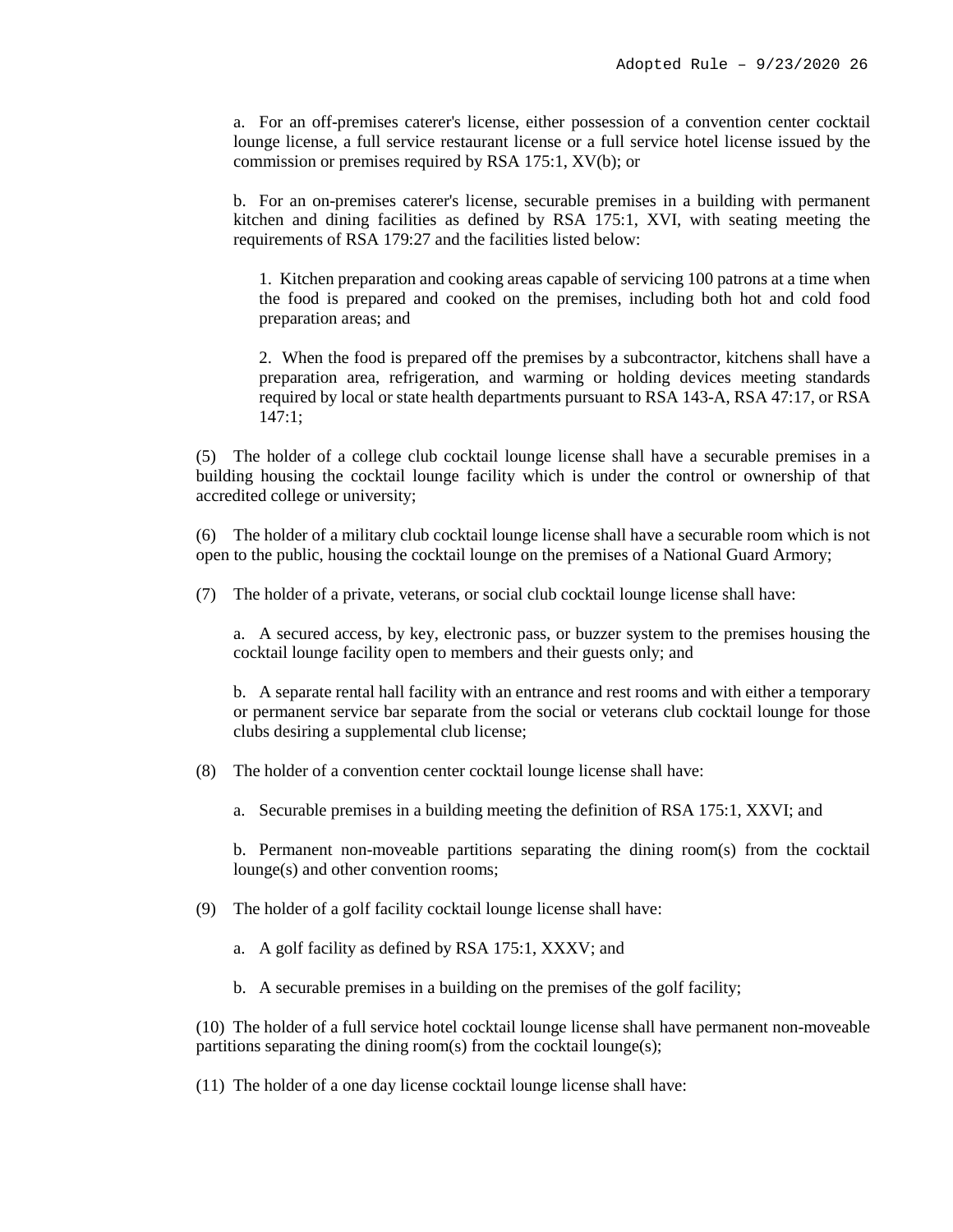a. For an off-premises caterer's license, either possession of a convention center cocktail lounge license, a full service restaurant license or a full service hotel license issued by the commission or premises required by RSA 175:1, XV(b); or

b. For an on-premises caterer's license, securable premises in a building with permanent kitchen and dining facilities as defined by RSA 175:1, XVI, with seating meeting the requirements of RSA 179:27 and the facilities listed below:

1. Kitchen preparation and cooking areas capable of servicing 100 patrons at a time when the food is prepared and cooked on the premises, including both hot and cold food preparation areas; and

2. When the food is prepared off the premises by a subcontractor, kitchens shall have a preparation area, refrigeration, and warming or holding devices meeting standards required by local or state health departments pursuant to RSA 143-A, RSA 47:17, or RSA 147:1;

(5) The holder of a college club cocktail lounge license shall have a securable premises in a building housing the cocktail lounge facility which is under the control or ownership of that accredited college or university;

(6) The holder of a military club cocktail lounge license shall have a securable room which is not open to the public, housing the cocktail lounge on the premises of a National Guard Armory;

(7) The holder of a private, veterans, or social club cocktail lounge license shall have:

a. A secured access, by key, electronic pass, or buzzer system to the premises housing the cocktail lounge facility open to members and their guests only; and

b. A separate rental hall facility with an entrance and rest rooms and with either a temporary or permanent service bar separate from the social or veterans club cocktail lounge for those clubs desiring a supplemental club license;

(8) The holder of a convention center cocktail lounge license shall have:

a. Securable premises in a building meeting the definition of RSA 175:1, XXVI; and

b. Permanent non-moveable partitions separating the dining room(s) from the cocktail lounge(s) and other convention rooms;

(9) The holder of a golf facility cocktail lounge license shall have:

a. A golf facility as defined by RSA 175:1, XXXV; and

b. A securable premises in a building on the premises of the golf facility;

(10) The holder of a full service hotel cocktail lounge license shall have permanent non-moveable partitions separating the dining room(s) from the cocktail lounge(s);

(11) The holder of a one day license cocktail lounge license shall have: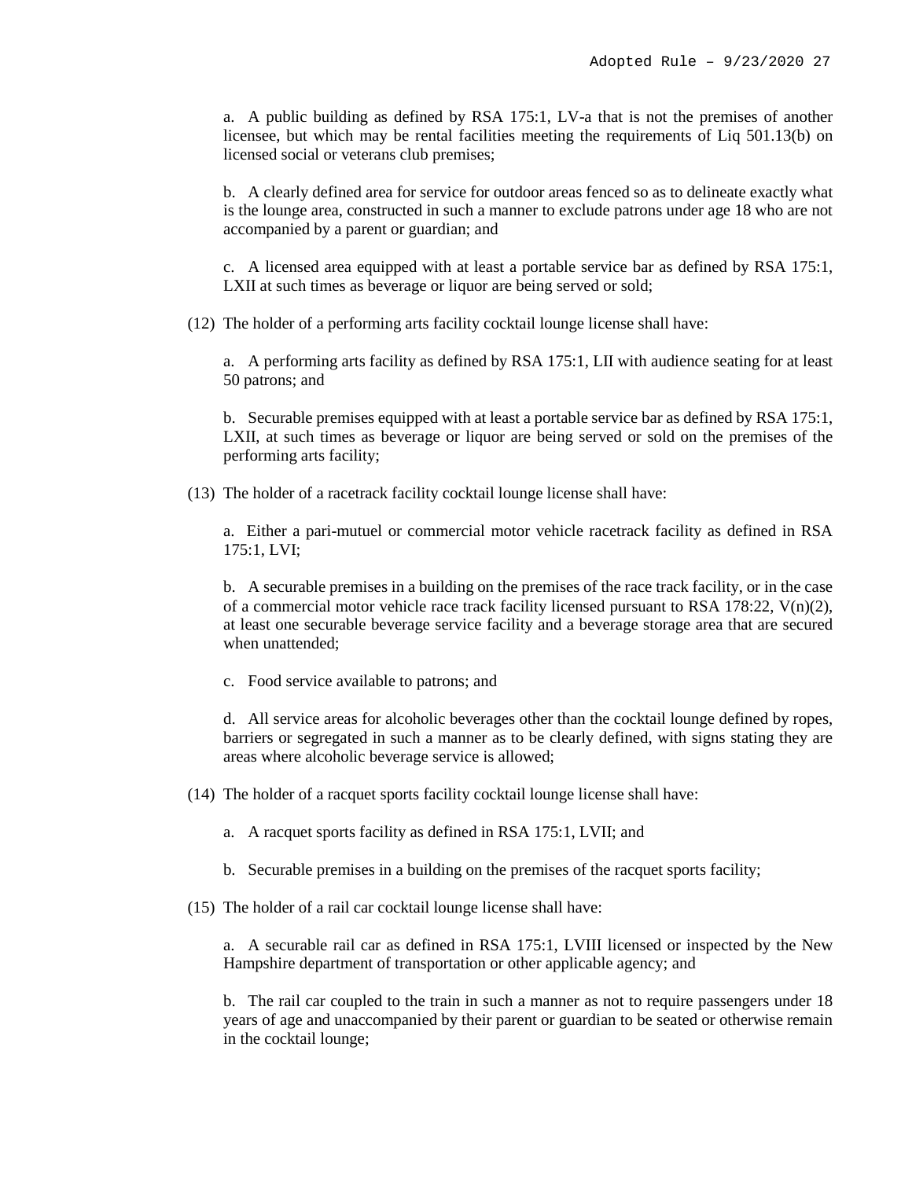a. A public building as defined by RSA 175:1, LV-a that is not the premises of another licensee, but which may be rental facilities meeting the requirements of Liq 501.13(b) on licensed social or veterans club premises;

b. A clearly defined area for service for outdoor areas fenced so as to delineate exactly what is the lounge area, constructed in such a manner to exclude patrons under age 18 who are not accompanied by a parent or guardian; and

c. A licensed area equipped with at least a portable service bar as defined by RSA 175:1, LXII at such times as beverage or liquor are being served or sold;

(12) The holder of a performing arts facility cocktail lounge license shall have:

a. A performing arts facility as defined by RSA 175:1, LII with audience seating for at least 50 patrons; and

b. Securable premises equipped with at least a portable service bar as defined by RSA 175:1, LXII, at such times as beverage or liquor are being served or sold on the premises of the performing arts facility;

(13) The holder of a racetrack facility cocktail lounge license shall have:

a. Either a pari-mutuel or commercial motor vehicle racetrack facility as defined in RSA 175:1, LVI;

b. A securable premises in a building on the premises of the race track facility, or in the case of a commercial motor vehicle race track facility licensed pursuant to RSA 178:22, V(n)(2), at least one securable beverage service facility and a beverage storage area that are secured when unattended;

c. Food service available to patrons; and

d. All service areas for alcoholic beverages other than the cocktail lounge defined by ropes, barriers or segregated in such a manner as to be clearly defined, with signs stating they are areas where alcoholic beverage service is allowed;

(14) The holder of a racquet sports facility cocktail lounge license shall have:

a. A racquet sports facility as defined in RSA 175:1, LVII; and

b. Securable premises in a building on the premises of the racquet sports facility;

(15) The holder of a rail car cocktail lounge license shall have:

a. A securable rail car as defined in RSA 175:1, LVIII licensed or inspected by the New Hampshire department of transportation or other applicable agency; and

b. The rail car coupled to the train in such a manner as not to require passengers under 18 years of age and unaccompanied by their parent or guardian to be seated or otherwise remain in the cocktail lounge;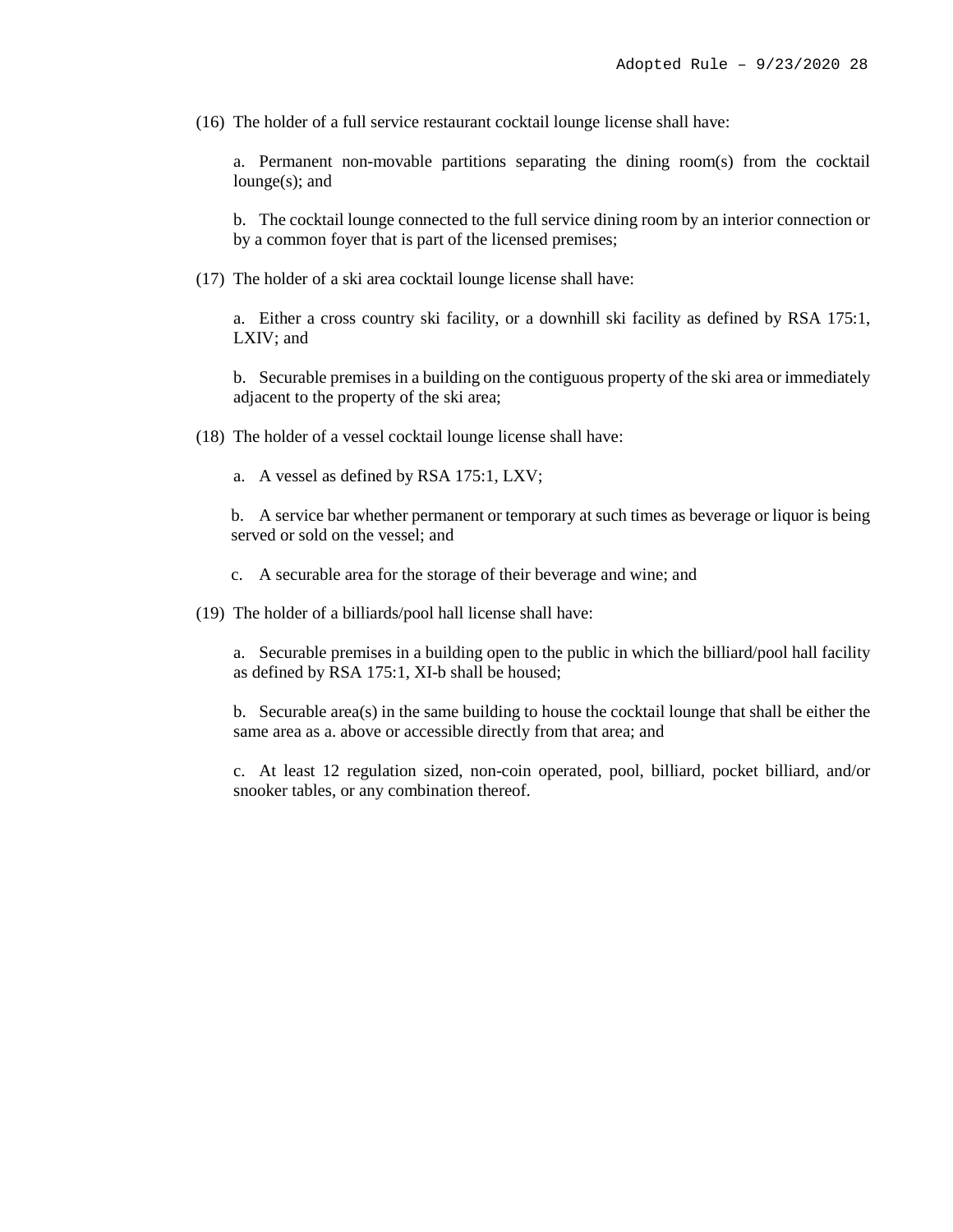(16) The holder of a full service restaurant cocktail lounge license shall have:

a. Permanent non-movable partitions separating the dining room(s) from the cocktail lounge(s); and

b. The cocktail lounge connected to the full service dining room by an interior connection or by a common foyer that is part of the licensed premises;

(17) The holder of a ski area cocktail lounge license shall have:

a. Either a cross country ski facility, or a downhill ski facility as defined by RSA 175:1, LXIV; and

b. Securable premises in a building on the contiguous property of the ski area or immediately adjacent to the property of the ski area;

(18) The holder of a vessel cocktail lounge license shall have:

a. A vessel as defined by RSA 175:1, LXV;

b. A service bar whether permanent or temporary at such times as beverage or liquor is being served or sold on the vessel; and

c. A securable area for the storage of their beverage and wine; and

(19) The holder of a billiards/pool hall license shall have:

a. Securable premises in a building open to the public in which the billiard/pool hall facility as defined by RSA 175:1, XI-b shall be housed;

b. Securable area(s) in the same building to house the cocktail lounge that shall be either the same area as a. above or accessible directly from that area; and

c. At least 12 regulation sized, non-coin operated, pool, billiard, pocket billiard, and/or snooker tables, or any combination thereof.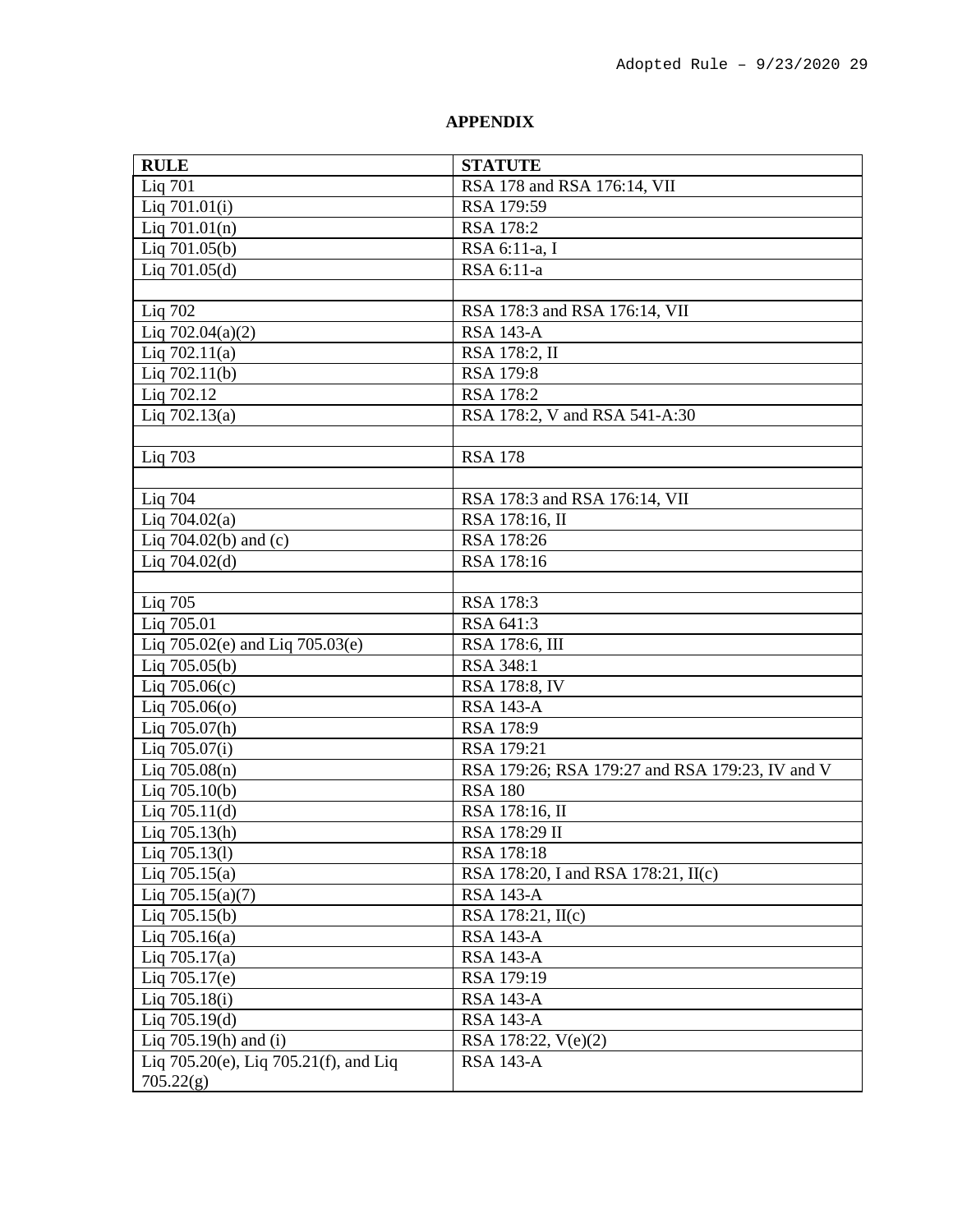**APPENDIX**

| RULE | STATUTE |
|---|---|
| Liq 701 | RSA 178 and RSA 176:14, VII |
| Liq 701.01(i) | RSA 179:59 |
| Liq 701.01(n) | RSA 178:2 |
| Liq 701.05(b) | RSA 6:11-a, I |
| Liq 701.05(d) | RSA 6:11-a |
| | |
| Liq 702 | RSA 178:3 and RSA 176:14, VII |
| Liq 702.04(a)(2) | RSA 143-A |
| Liq 702.11(a) | RSA 178:2, II |
| Liq 702.11(b) | RSA 179:8 |
| Liq 702.12 | RSA 178:2 |
| Liq 702.13(a) | RSA 178:2, V and RSA 541-A:30 |
| | |
| Liq 703 | RSA 178 |
| | |
| Liq 704 | RSA 178:3 and RSA 176:14, VII |
| Liq 704.02(a) | RSA 178:16, II |
| Liq 704.02(b) and (c) | RSA 178:26 |
| Liq 704.02(d) | RSA 178:16 |
| | |
| Liq 705 | RSA 178:3 |
| Liq 705.01 | RSA 641:3 |
| Liq 705.02(e) and Liq 705.03(e) | RSA 178:6, III |
| Liq 705.05(b) | RSA 348:1 |
| Liq 705.06(c) | RSA 178:8, IV |
| Liq 705.06(o) | RSA 143-A |
| Liq 705.07(h) | RSA 178:9 |
| Liq 705.07(i) | RSA 179:21 |
| Liq 705.08(n) | RSA 179:26; RSA 179:27 and RSA 179:23, IV and V |
| Liq 705.10(b) | RSA 180 |
| Liq 705.11(d) | RSA 178:16, II |
| Liq 705.13(h) | RSA 178:29 II |
| Liq 705.13(l) | RSA 178:18 |
| Liq 705.15(a) | RSA 178:20, I and RSA 178:21, II(c) |
| Liq 705.15(a)(7) | RSA 143-A |
| Liq 705.15(b) | RSA 178:21, II(c) |
| Liq 705.16(a) | RSA 143-A |
| Liq 705.17(a) | RSA 143-A |
| Liq 705.17(e) | RSA 179:19 |
| Liq 705.18(i) | RSA 143-A |
| Liq 705.19(d) | RSA 143-A |
| Liq 705.19(h) and (i) | RSA 178:22, V(e)(2) |
| Liq 705.20(e), Liq 705.21(f), and Liq 705.22(g) | RSA 143-A |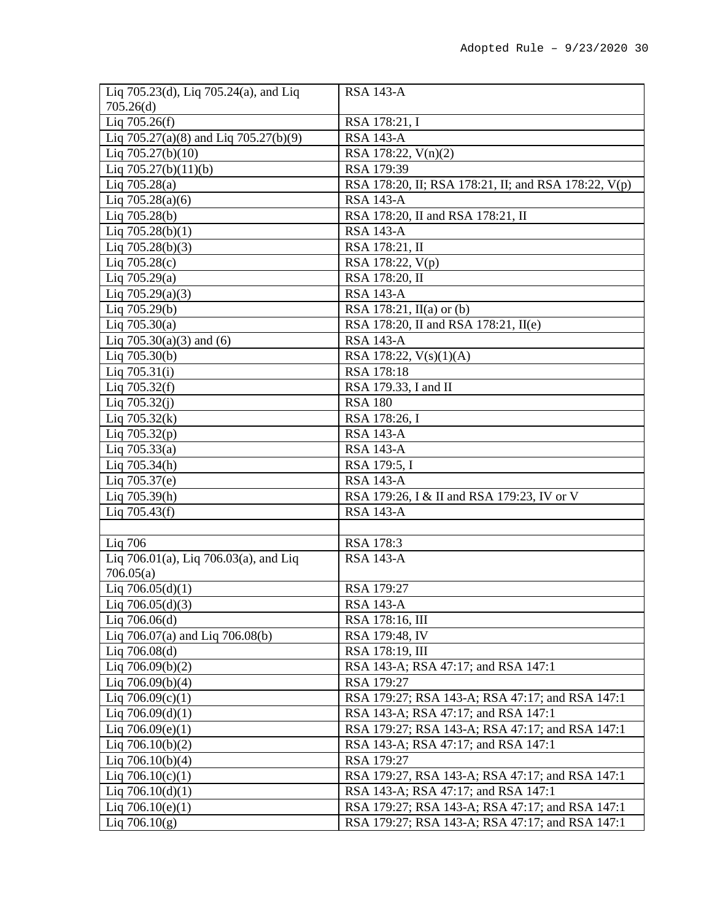| | |
|---|---|
| Liq 705.23(d), Liq 705.24(a), and Liq 705.26(d) | RSA 143-A |
| Liq 705.26(f) | RSA 178:21, I |
| Liq 705.27(a)(8) and Liq 705.27(b)(9) | RSA 143-A |
| Liq 705.27(b)(10) | RSA 178:22, V(n)(2) |
| Liq 705.27(b)(11)(b) | RSA 179:39 |
| Liq 705.28(a) | RSA 178:20, II; RSA 178:21, II; and RSA 178:22, V(p) |
| Liq 705.28(a)(6) | RSA 143-A |
| Liq 705.28(b) | RSA 178:20, II and RSA 178:21, II |
| Liq 705.28(b)(1) | RSA 143-A |
| Liq 705.28(b)(3) | RSA 178:21, II |
| Liq 705.28(c) | RSA 178:22, V(p) |
| Liq 705.29(a) | RSA 178:20, II |
| Liq 705.29(a)(3) | RSA 143-A |
| Liq 705.29(b) | RSA 178:21, II(a) or (b) |
| Liq 705.30(a) | RSA 178:20, II and RSA 178:21, II(e) |
| Liq 705.30(a)(3) and (6) | RSA 143-A |
| Liq 705.30(b) | RSA 178:22, V(s)(1)(A) |
| Liq 705.31(i) | RSA 178:18 |
| Liq 705.32(f) | RSA 179.33, I and II |
| Liq 705.32(j) | RSA 180 |
| Liq 705.32(k) | RSA 178:26, I |
| Liq 705.32(p) | RSA 143-A |
| Liq 705.33(a) | RSA 143-A |
| Liq 705.34(h) | RSA 179:5, I |
| Liq 705.37(e) | RSA 143-A |
| Liq 705.39(h) | RSA 179:26, I & II and RSA 179:23, IV or V |
| Liq 705.43(f) | RSA 143-A |
| | |
| Liq 706 | RSA 178:3 |
| Liq 706.01(a), Liq 706.03(a), and Liq 706.05(a) | RSA 143-A |
| Liq 706.05(d)(1) | RSA 179:27 |
| Liq 706.05(d)(3) | RSA 143-A |
| Liq 706.06(d) | RSA 178:16, III |
| Liq 706.07(a) and Liq 706.08(b) | RSA 179:48, IV |
| Liq 706.08(d) | RSA 178:19, III |
| Liq 706.09(b)(2) | RSA 143-A; RSA 47:17; and RSA 147:1 |
| Liq 706.09(b)(4) | RSA 179:27 |
| Liq 706.09(c)(1) | RSA 179:27; RSA 143-A; RSA 47:17; and RSA 147:1 |
| Liq 706.09(d)(1) | RSA 143-A; RSA 47:17; and RSA 147:1 |
| Liq 706.09(e)(1) | RSA 179:27; RSA 143-A; RSA 47:17; and RSA 147:1 |
| Liq 706.10(b)(2) | RSA 143-A; RSA 47:17; and RSA 147:1 |
| Liq 706.10(b)(4) | RSA 179:27 |
| Liq 706.10(c)(1) | RSA 179:27, RSA 143-A; RSA 47:17; and RSA 147:1 |
| Liq 706.10(d)(1) | RSA 143-A; RSA 47:17; and RSA 147:1 |
| Liq 706.10(e)(1) | RSA 179:27; RSA 143-A; RSA 47:17; and RSA 147:1 |
| Liq 706.10(g) | RSA 179:27; RSA 143-A; RSA 47:17; and RSA 147:1 |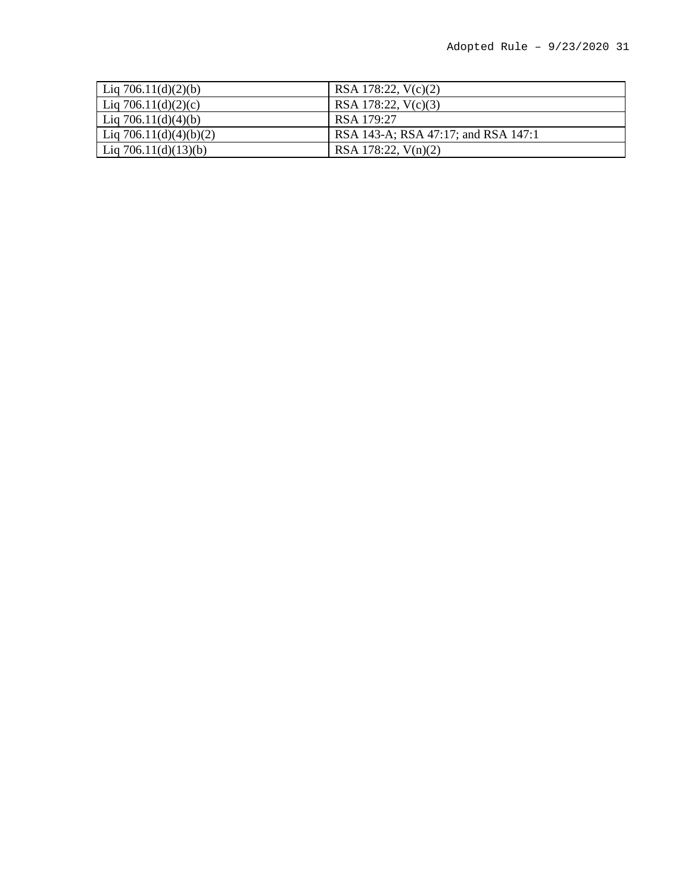| | |
|---|---|
| Liq 706.11(d)(2)(b) | RSA 178:22, V(c)(2) |
| Liq 706.11(d)(2)(c) | RSA 178:22, V(c)(3) |
| Liq 706.11(d)(4)(b) | RSA 179:27 |
| Liq 706.11(d)(4)(b)(2) | RSA 143-A; RSA 47:17; and RSA 147:1 |
| Liq 706.11(d)(13)(b) | RSA 178:22, V(n)(2) |